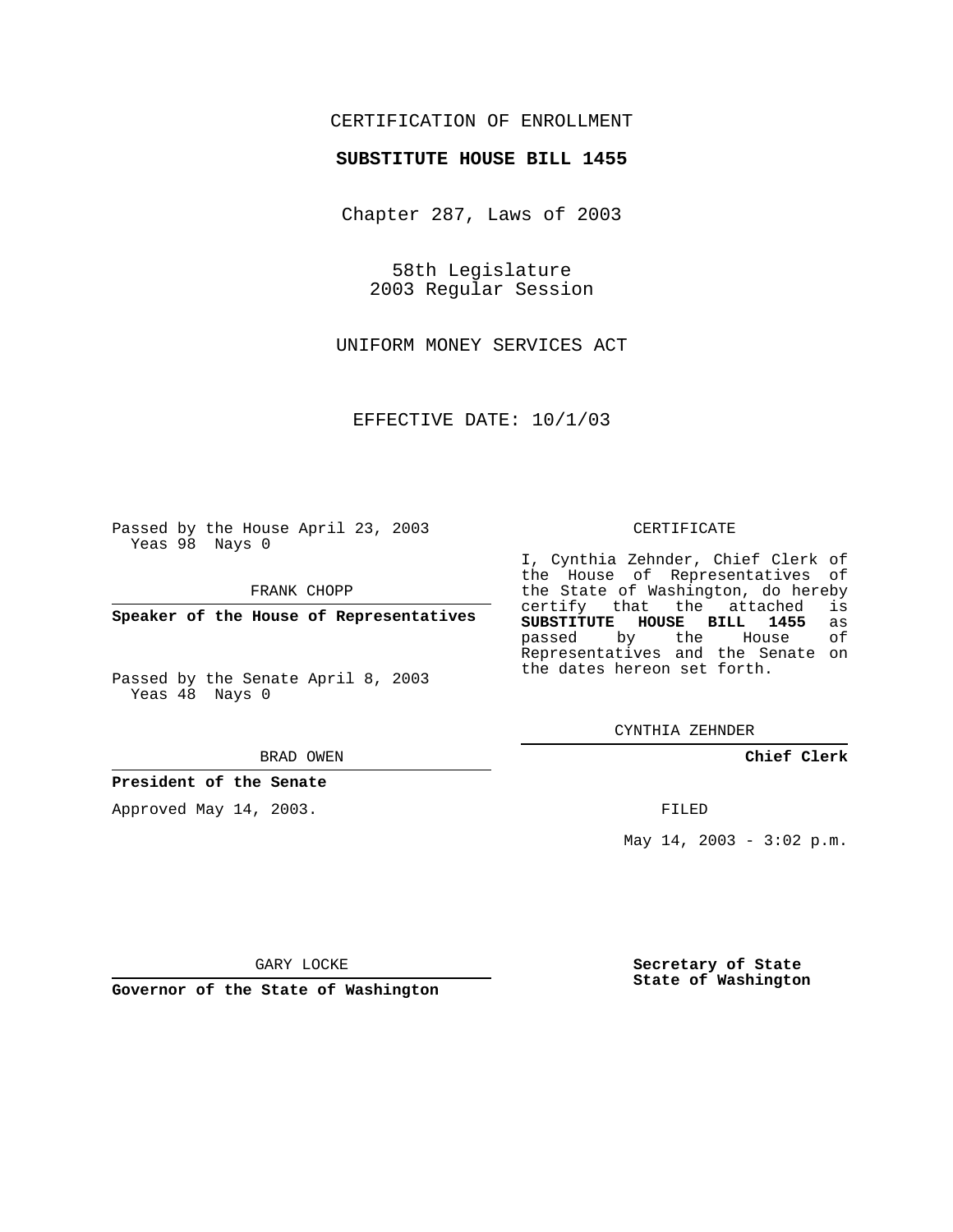CERTIFICATION OF ENROLLMENT

**SUBSTITUTE HOUSE BILL 1455**

Chapter 287, Laws of 2003

58th Legislature
2003 Regular Session

UNIFORM MONEY SERVICES ACT

EFFECTIVE DATE: 10/1/03

Passed by the House April 23, 2003
Yeas 98 Nays 0

FRANK CHOPP

**Speaker of the House of Representatives**

Passed by the Senate April 8, 2003
Yeas 48 Nays 0

BRAD OWEN

**President of the Senate**

Approved May 14, 2003.

GARY LOCKE

**Governor of the State of Washington**

CERTIFICATE

I, Cynthia Zehnder, Chief Clerk of the House of Representatives of the State of Washington, do hereby certify that the attached is **SUBSTITUTE HOUSE BILL 1455** as passed by the House of Representatives and the Senate on the dates hereon set forth.

CYNTHIA ZEHNDER

**Chief Clerk**

FILED

May 14, 2003 - 3:02 p.m.

**Secretary of State**
**State of Washington**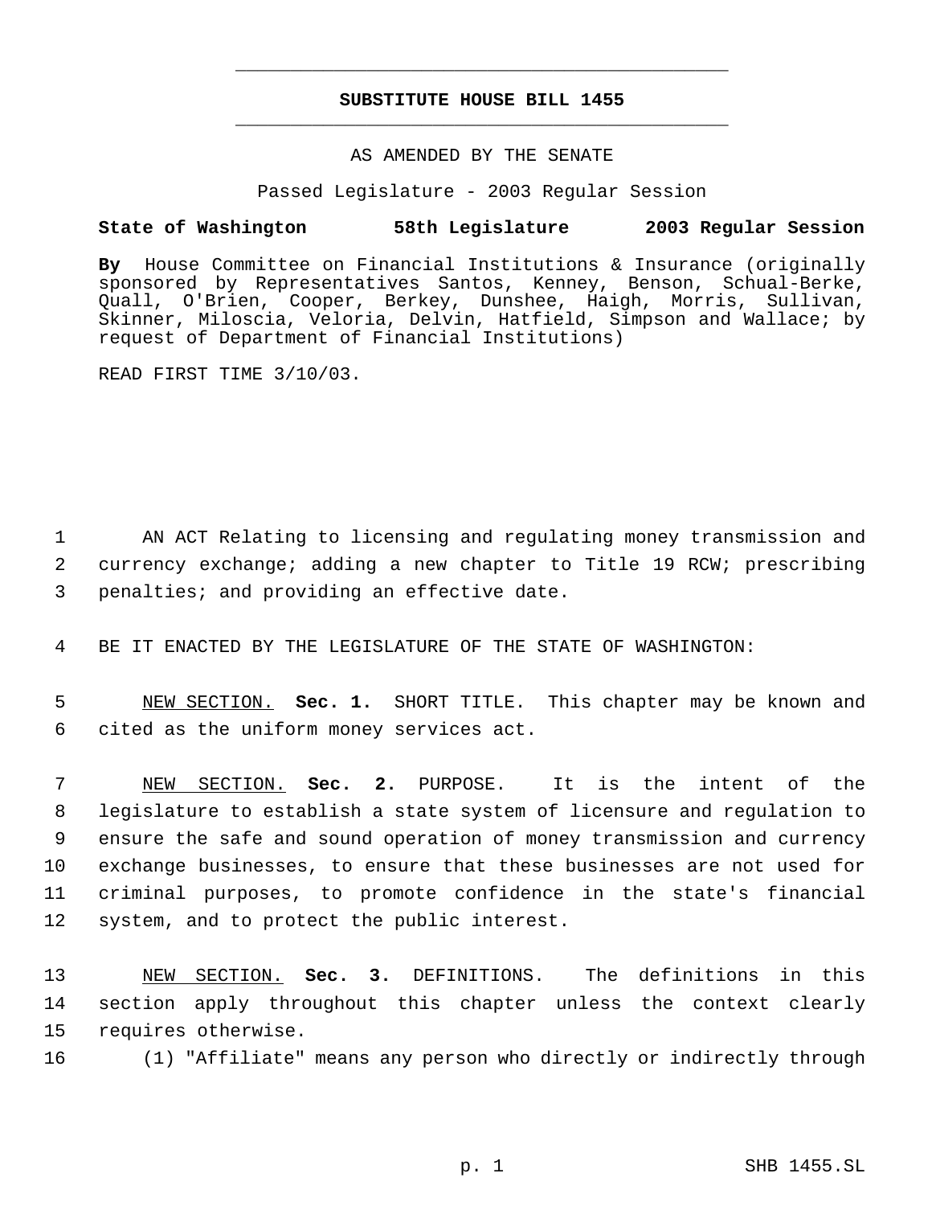# SUBSTITUTE HOUSE BILL 1455

AS AMENDED BY THE SENATE

Passed Legislature - 2003 Regular Session

**State of Washington 58th Legislature 2003 Regular Session**

**By** House Committee on Financial Institutions & Insurance (originally sponsored by Representatives Santos, Kenney, Benson, Schual-Berke, Quall, O'Brien, Cooper, Berkey, Dunshee, Haigh, Morris, Sullivan, Skinner, Miloscia, Veloria, Delvin, Hatfield, Simpson and Wallace; by request of Department of Financial Institutions)

READ FIRST TIME 3/10/03.

AN ACT Relating to licensing and regulating money transmission and currency exchange; adding a new chapter to Title 19 RCW; prescribing penalties; and providing an effective date.

BE IT ENACTED BY THE LEGISLATURE OF THE STATE OF WASHINGTON:

NEW SECTION. **Sec. 1.** SHORT TITLE. This chapter may be known and cited as the uniform money services act.

NEW SECTION. **Sec. 2.** PURPOSE. It is the intent of the legislature to establish a state system of licensure and regulation to ensure the safe and sound operation of money transmission and currency exchange businesses, to ensure that these businesses are not used for criminal purposes, to promote confidence in the state's financial system, and to protect the public interest.

NEW SECTION. **Sec. 3.** DEFINITIONS. The definitions in this section apply throughout this chapter unless the context clearly requires otherwise.

(1) "Affiliate" means any person who directly or indirectly through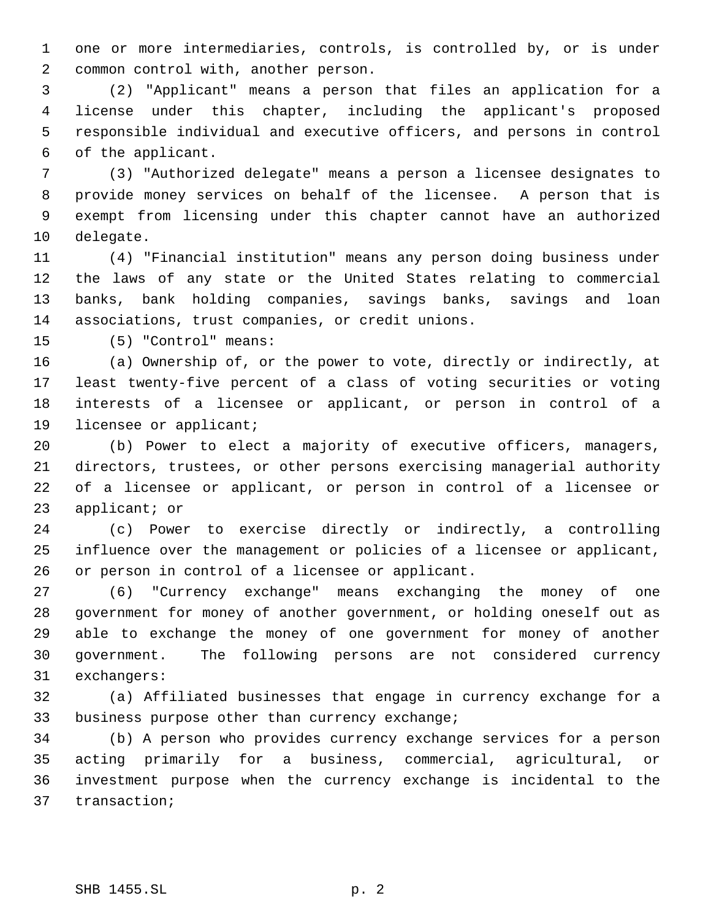one or more intermediaries, controls, is controlled by, or is under common control with, another person.

(2) "Applicant" means a person that files an application for a license under this chapter, including the applicant's proposed responsible individual and executive officers, and persons in control of the applicant.

(3) "Authorized delegate" means a person a licensee designates to provide money services on behalf of the licensee. A person that is exempt from licensing under this chapter cannot have an authorized delegate.

(4) "Financial institution" means any person doing business under the laws of any state or the United States relating to commercial banks, bank holding companies, savings banks, savings and loan associations, trust companies, or credit unions.

(5) "Control" means:

(a) Ownership of, or the power to vote, directly or indirectly, at least twenty-five percent of a class of voting securities or voting interests of a licensee or applicant, or person in control of a licensee or applicant;

(b) Power to elect a majority of executive officers, managers, directors, trustees, or other persons exercising managerial authority of a licensee or applicant, or person in control of a licensee or applicant; or

(c) Power to exercise directly or indirectly, a controlling influence over the management or policies of a licensee or applicant, or person in control of a licensee or applicant.

(6) "Currency exchange" means exchanging the money of one government for money of another government, or holding oneself out as able to exchange the money of one government for money of another government. The following persons are not considered currency exchangers:

(a) Affiliated businesses that engage in currency exchange for a business purpose other than currency exchange;

(b) A person who provides currency exchange services for a person acting primarily for a business, commercial, agricultural, or investment purpose when the currency exchange is incidental to the transaction;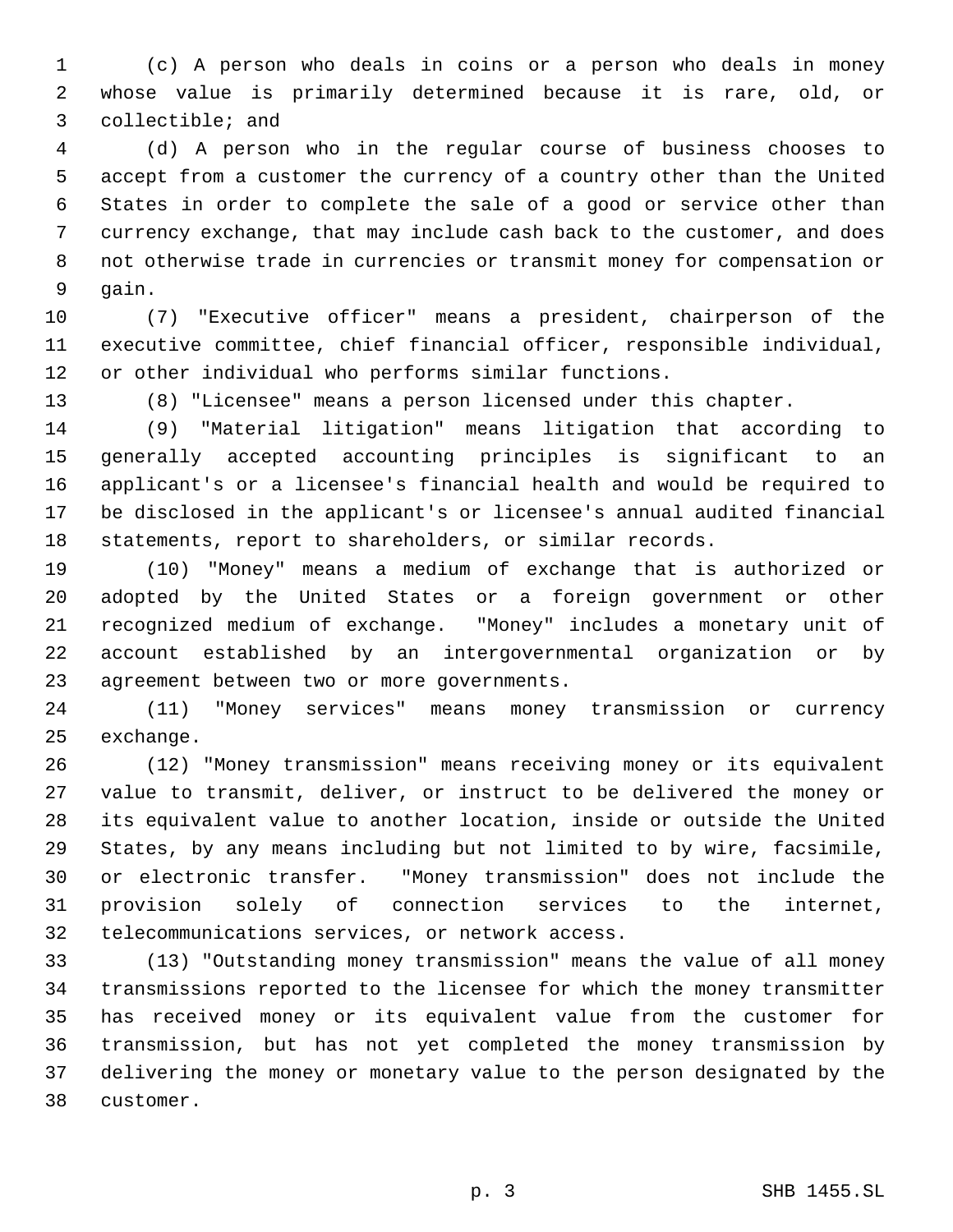(c) A person who deals in coins or a person who deals in money whose value is primarily determined because it is rare, old, or collectible; and

(d) A person who in the regular course of business chooses to accept from a customer the currency of a country other than the United States in order to complete the sale of a good or service other than currency exchange, that may include cash back to the customer, and does not otherwise trade in currencies or transmit money for compensation or gain.

(7) "Executive officer" means a president, chairperson of the executive committee, chief financial officer, responsible individual, or other individual who performs similar functions.

(8) "Licensee" means a person licensed under this chapter.

(9) "Material litigation" means litigation that according to generally accepted accounting principles is significant to an applicant's or a licensee's financial health and would be required to be disclosed in the applicant's or licensee's annual audited financial statements, report to shareholders, or similar records.

(10) "Money" means a medium of exchange that is authorized or adopted by the United States or a foreign government or other recognized medium of exchange. "Money" includes a monetary unit of account established by an intergovernmental organization or by agreement between two or more governments.

(11) "Money services" means money transmission or currency exchange.

(12) "Money transmission" means receiving money or its equivalent value to transmit, deliver, or instruct to be delivered the money or its equivalent value to another location, inside or outside the United States, by any means including but not limited to by wire, facsimile, or electronic transfer. "Money transmission" does not include the provision solely of connection services to the internet, telecommunications services, or network access.

(13) "Outstanding money transmission" means the value of all money transmissions reported to the licensee for which the money transmitter has received money or its equivalent value from the customer for transmission, but has not yet completed the money transmission by delivering the money or monetary value to the person designated by the customer.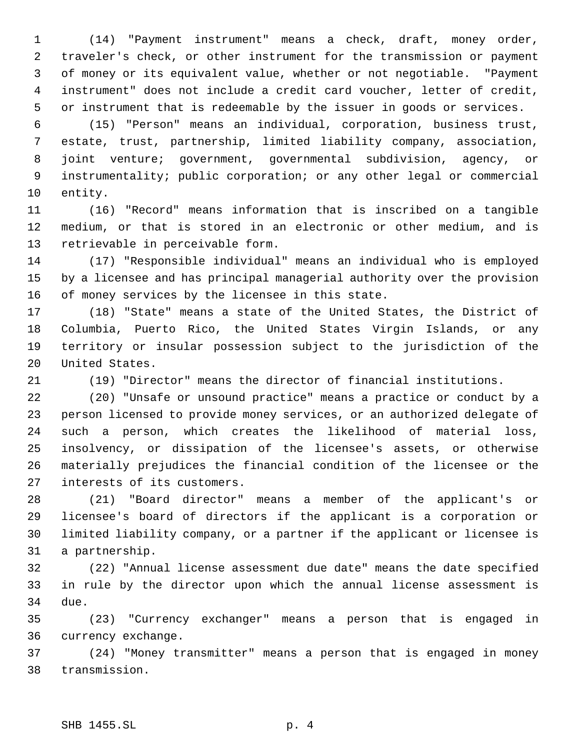(14) "Payment instrument" means a check, draft, money order, traveler's check, or other instrument for the transmission or payment of money or its equivalent value, whether or not negotiable. "Payment instrument" does not include a credit card voucher, letter of credit, or instrument that is redeemable by the issuer in goods or services.

(15) "Person" means an individual, corporation, business trust, estate, trust, partnership, limited liability company, association, joint venture; government, governmental subdivision, agency, or instrumentality; public corporation; or any other legal or commercial entity.

(16) "Record" means information that is inscribed on a tangible medium, or that is stored in an electronic or other medium, and is retrievable in perceivable form.

(17) "Responsible individual" means an individual who is employed by a licensee and has principal managerial authority over the provision of money services by the licensee in this state.

(18) "State" means a state of the United States, the District of Columbia, Puerto Rico, the United States Virgin Islands, or any territory or insular possession subject to the jurisdiction of the United States.

(19) "Director" means the director of financial institutions.

(20) "Unsafe or unsound practice" means a practice or conduct by a person licensed to provide money services, or an authorized delegate of such a person, which creates the likelihood of material loss, insolvency, or dissipation of the licensee's assets, or otherwise materially prejudices the financial condition of the licensee or the interests of its customers.

(21) "Board director" means a member of the applicant's or licensee's board of directors if the applicant is a corporation or limited liability company, or a partner if the applicant or licensee is a partnership.

(22) "Annual license assessment due date" means the date specified in rule by the director upon which the annual license assessment is due.

(23) "Currency exchanger" means a person that is engaged in currency exchange.

(24) "Money transmitter" means a person that is engaged in money transmission.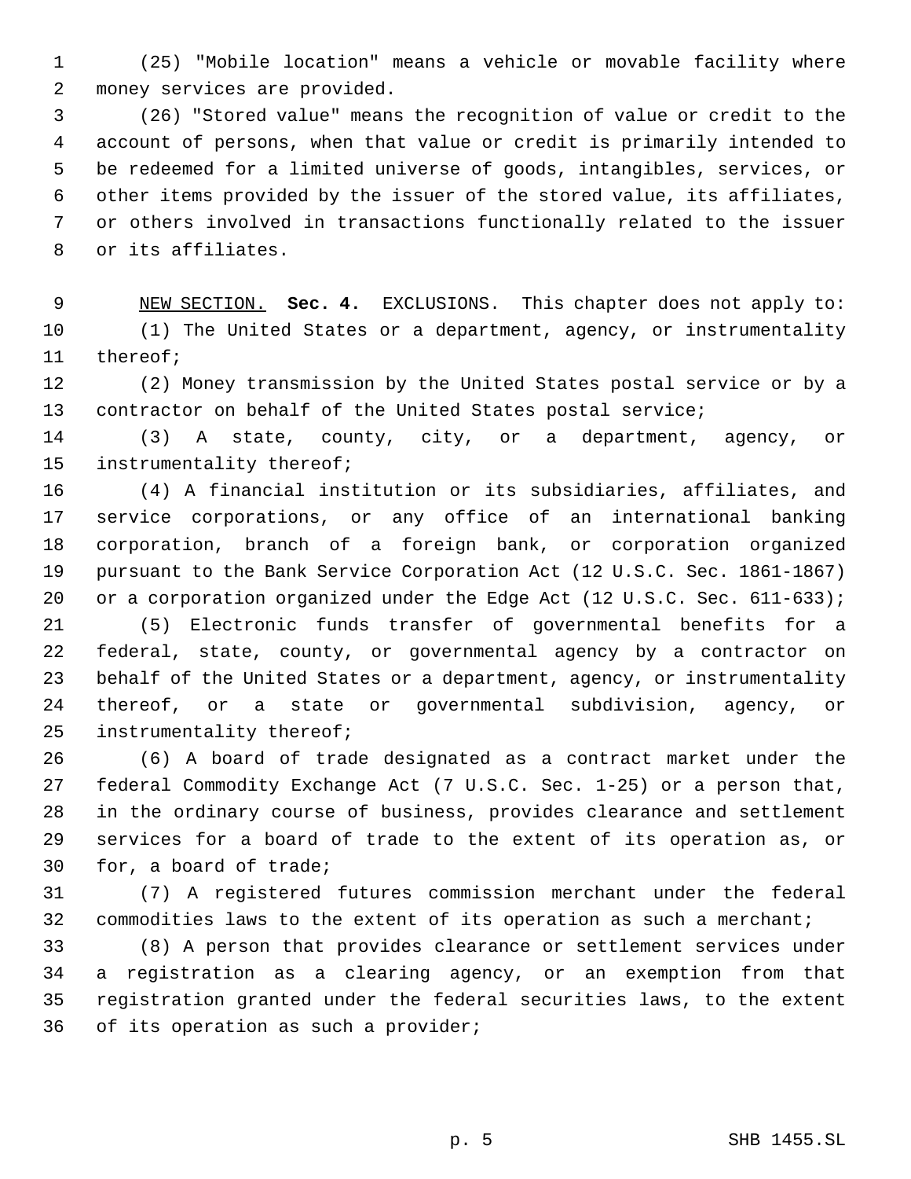(25) "Mobile location" means a vehicle or movable facility where money services are provided.

(26) "Stored value" means the recognition of value or credit to the account of persons, when that value or credit is primarily intended to be redeemed for a limited universe of goods, intangibles, services, or other items provided by the issuer of the stored value, its affiliates, or others involved in transactions functionally related to the issuer or its affiliates.

NEW SECTION. **Sec. 4.** EXCLUSIONS. This chapter does not apply to:

(1) The United States or a department, agency, or instrumentality thereof;

(2) Money transmission by the United States postal service or by a contractor on behalf of the United States postal service;

(3) A state, county, city, or a department, agency, or instrumentality thereof;

(4) A financial institution or its subsidiaries, affiliates, and service corporations, or any office of an international banking corporation, branch of a foreign bank, or corporation organized pursuant to the Bank Service Corporation Act (12 U.S.C. Sec. 1861-1867) or a corporation organized under the Edge Act (12 U.S.C. Sec. 611-633);

(5) Electronic funds transfer of governmental benefits for a federal, state, county, or governmental agency by a contractor on behalf of the United States or a department, agency, or instrumentality thereof, or a state or governmental subdivision, agency, or instrumentality thereof;

(6) A board of trade designated as a contract market under the federal Commodity Exchange Act (7 U.S.C. Sec. 1-25) or a person that, in the ordinary course of business, provides clearance and settlement services for a board of trade to the extent of its operation as, or for, a board of trade;

(7) A registered futures commission merchant under the federal commodities laws to the extent of its operation as such a merchant;

(8) A person that provides clearance or settlement services under a registration as a clearing agency, or an exemption from that registration granted under the federal securities laws, to the extent of its operation as such a provider;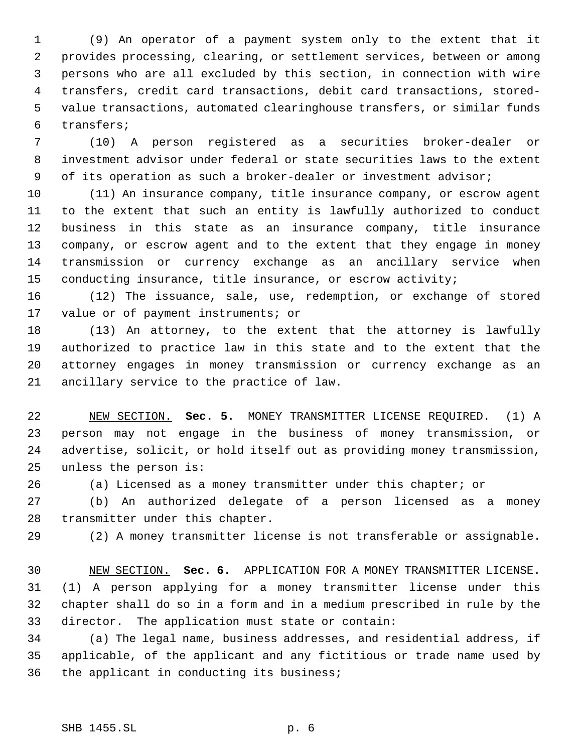(9) An operator of a payment system only to the extent that it provides processing, clearing, or settlement services, between or among persons who are all excluded by this section, in connection with wire transfers, credit card transactions, debit card transactions, stored-value transactions, automated clearinghouse transfers, or similar funds transfers;

(10) A person registered as a securities broker-dealer or investment advisor under federal or state securities laws to the extent of its operation as such a broker-dealer or investment advisor;

(11) An insurance company, title insurance company, or escrow agent to the extent that such an entity is lawfully authorized to conduct business in this state as an insurance company, title insurance company, or escrow agent and to the extent that they engage in money transmission or currency exchange as an ancillary service when conducting insurance, title insurance, or escrow activity;

(12) The issuance, sale, use, redemption, or exchange of stored value or of payment instruments; or

(13) An attorney, to the extent that the attorney is lawfully authorized to practice law in this state and to the extent that the attorney engages in money transmission or currency exchange as an ancillary service to the practice of law.

NEW SECTION. **Sec. 5.** MONEY TRANSMITTER LICENSE REQUIRED. (1) A person may not engage in the business of money transmission, or advertise, solicit, or hold itself out as providing money transmission, unless the person is:

(a) Licensed as a money transmitter under this chapter; or

(b) An authorized delegate of a person licensed as a money transmitter under this chapter.

(2) A money transmitter license is not transferable or assignable.

NEW SECTION. **Sec. 6.** APPLICATION FOR A MONEY TRANSMITTER LICENSE. (1) A person applying for a money transmitter license under this chapter shall do so in a form and in a medium prescribed in rule by the director. The application must state or contain:

(a) The legal name, business addresses, and residential address, if applicable, of the applicant and any fictitious or trade name used by the applicant in conducting its business;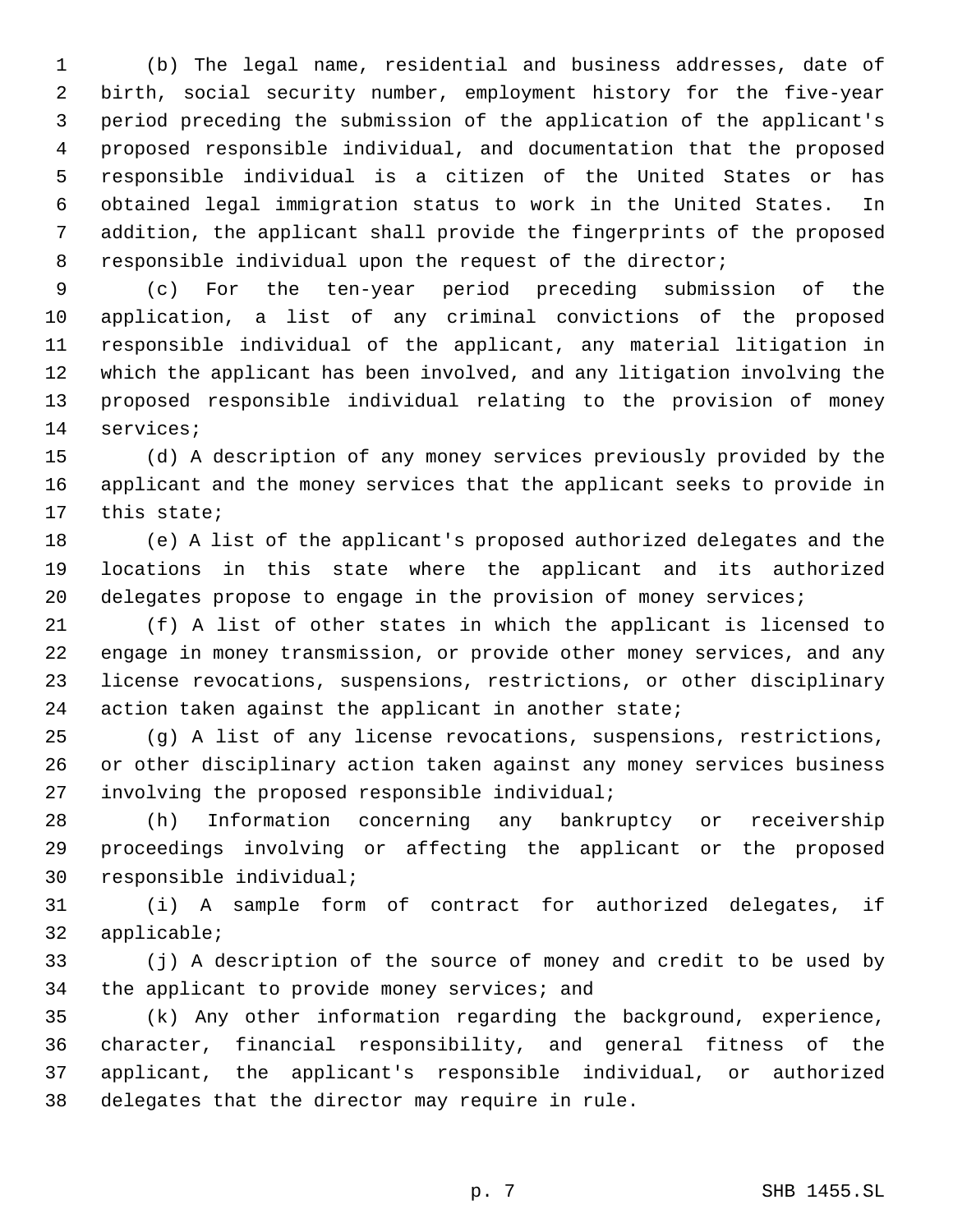(b) The legal name, residential and business addresses, date of birth, social security number, employment history for the five-year period preceding the submission of the application of the applicant's proposed responsible individual, and documentation that the proposed responsible individual is a citizen of the United States or has obtained legal immigration status to work in the United States. In addition, the applicant shall provide the fingerprints of the proposed responsible individual upon the request of the director;

(c) For the ten-year period preceding submission of the application, a list of any criminal convictions of the proposed responsible individual of the applicant, any material litigation in which the applicant has been involved, and any litigation involving the proposed responsible individual relating to the provision of money services;

(d) A description of any money services previously provided by the applicant and the money services that the applicant seeks to provide in this state;

(e) A list of the applicant's proposed authorized delegates and the locations in this state where the applicant and its authorized delegates propose to engage in the provision of money services;

(f) A list of other states in which the applicant is licensed to engage in money transmission, or provide other money services, and any license revocations, suspensions, restrictions, or other disciplinary action taken against the applicant in another state;

(g) A list of any license revocations, suspensions, restrictions, or other disciplinary action taken against any money services business involving the proposed responsible individual;

(h) Information concerning any bankruptcy or receivership proceedings involving or affecting the applicant or the proposed responsible individual;

(i) A sample form of contract for authorized delegates, if applicable;

(j) A description of the source of money and credit to be used by the applicant to provide money services; and

(k) Any other information regarding the background, experience, character, financial responsibility, and general fitness of the applicant, the applicant's responsible individual, or authorized delegates that the director may require in rule.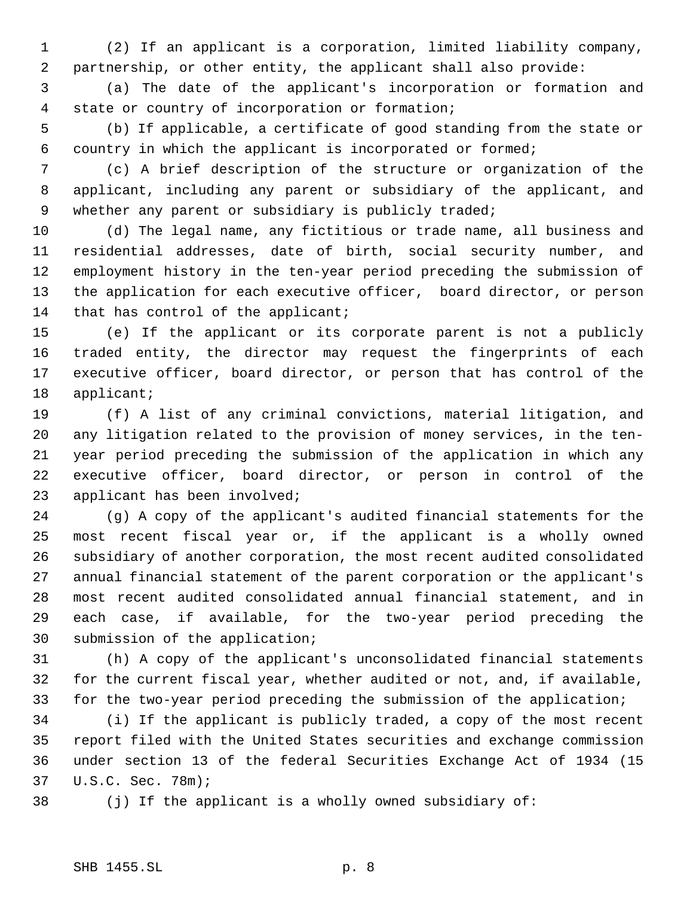(2) If an applicant is a corporation, limited liability company, partnership, or other entity, the applicant shall also provide:

(a) The date of the applicant's incorporation or formation and state or country of incorporation or formation;

(b) If applicable, a certificate of good standing from the state or country in which the applicant is incorporated or formed;

(c) A brief description of the structure or organization of the applicant, including any parent or subsidiary of the applicant, and whether any parent or subsidiary is publicly traded;

(d) The legal name, any fictitious or trade name, all business and residential addresses, date of birth, social security number, and employment history in the ten-year period preceding the submission of the application for each executive officer, board director, or person that has control of the applicant;

(e) If the applicant or its corporate parent is not a publicly traded entity, the director may request the fingerprints of each executive officer, board director, or person that has control of the applicant;

(f) A list of any criminal convictions, material litigation, and any litigation related to the provision of money services, in the ten-year period preceding the submission of the application in which any executive officer, board director, or person in control of the applicant has been involved;

(g) A copy of the applicant's audited financial statements for the most recent fiscal year or, if the applicant is a wholly owned subsidiary of another corporation, the most recent audited consolidated annual financial statement of the parent corporation or the applicant's most recent audited consolidated annual financial statement, and in each case, if available, for the two-year period preceding the submission of the application;

(h) A copy of the applicant's unconsolidated financial statements for the current fiscal year, whether audited or not, and, if available, for the two-year period preceding the submission of the application;

(i) If the applicant is publicly traded, a copy of the most recent report filed with the United States securities and exchange commission under section 13 of the federal Securities Exchange Act of 1934 (15 U.S.C. Sec. 78m);

(j) If the applicant is a wholly owned subsidiary of: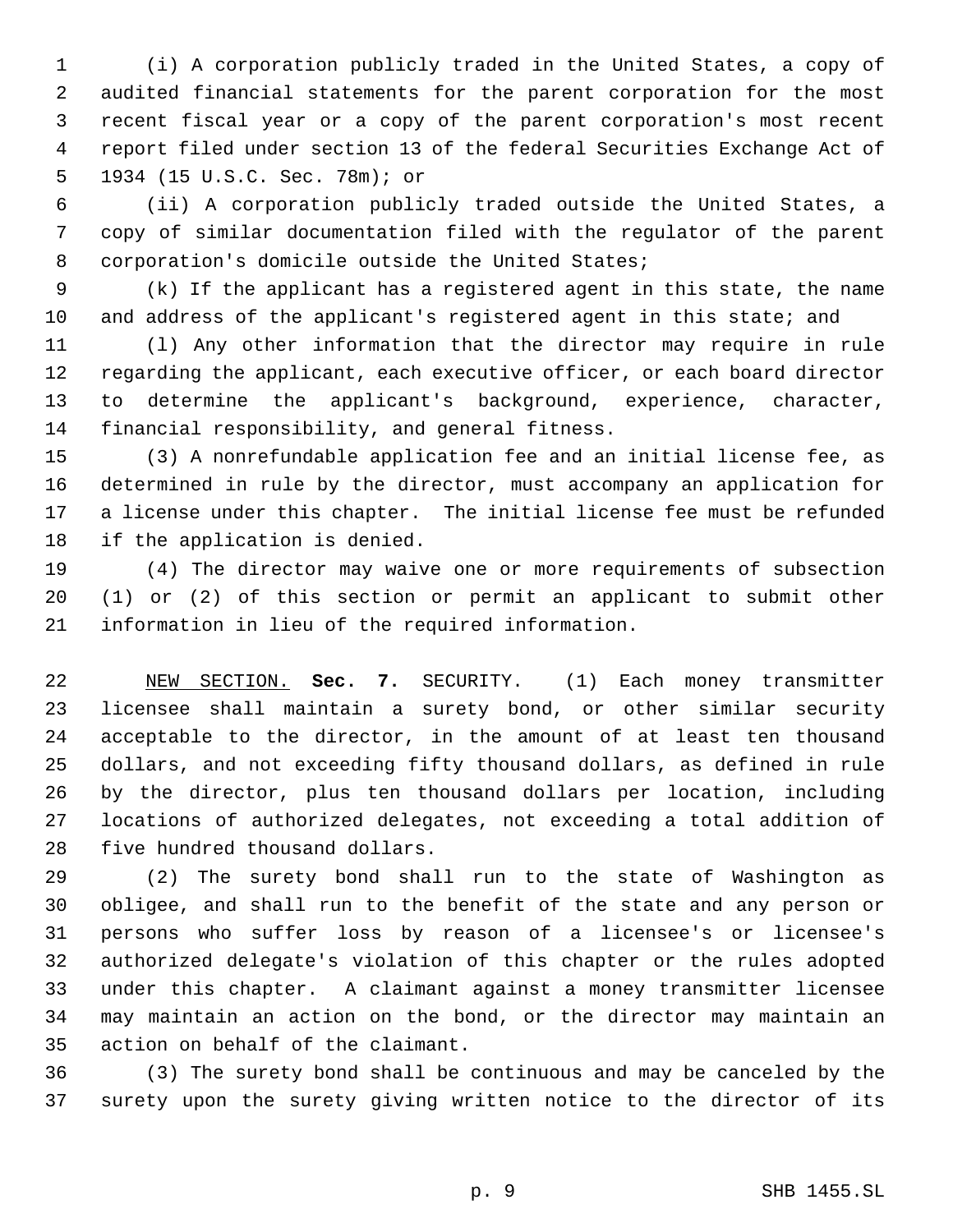(i) A corporation publicly traded in the United States, a copy of audited financial statements for the parent corporation for the most recent fiscal year or a copy of the parent corporation's most recent report filed under section 13 of the federal Securities Exchange Act of 1934 (15 U.S.C. Sec. 78m); or

(ii) A corporation publicly traded outside the United States, a copy of similar documentation filed with the regulator of the parent corporation's domicile outside the United States;

(k) If the applicant has a registered agent in this state, the name and address of the applicant's registered agent in this state; and

(l) Any other information that the director may require in rule regarding the applicant, each executive officer, or each board director to determine the applicant's background, experience, character, financial responsibility, and general fitness.

(3) A nonrefundable application fee and an initial license fee, as determined in rule by the director, must accompany an application for a license under this chapter. The initial license fee must be refunded if the application is denied.

(4) The director may waive one or more requirements of subsection (1) or (2) of this section or permit an applicant to submit other information in lieu of the required information.

NEW SECTION. **Sec. 7.** SECURITY. (1) Each money transmitter licensee shall maintain a surety bond, or other similar security acceptable to the director, in the amount of at least ten thousand dollars, and not exceeding fifty thousand dollars, as defined in rule by the director, plus ten thousand dollars per location, including locations of authorized delegates, not exceeding a total addition of five hundred thousand dollars.

(2) The surety bond shall run to the state of Washington as obligee, and shall run to the benefit of the state and any person or persons who suffer loss by reason of a licensee's or licensee's authorized delegate's violation of this chapter or the rules adopted under this chapter. A claimant against a money transmitter licensee may maintain an action on the bond, or the director may maintain an action on behalf of the claimant.

(3) The surety bond shall be continuous and may be canceled by the surety upon the surety giving written notice to the director of its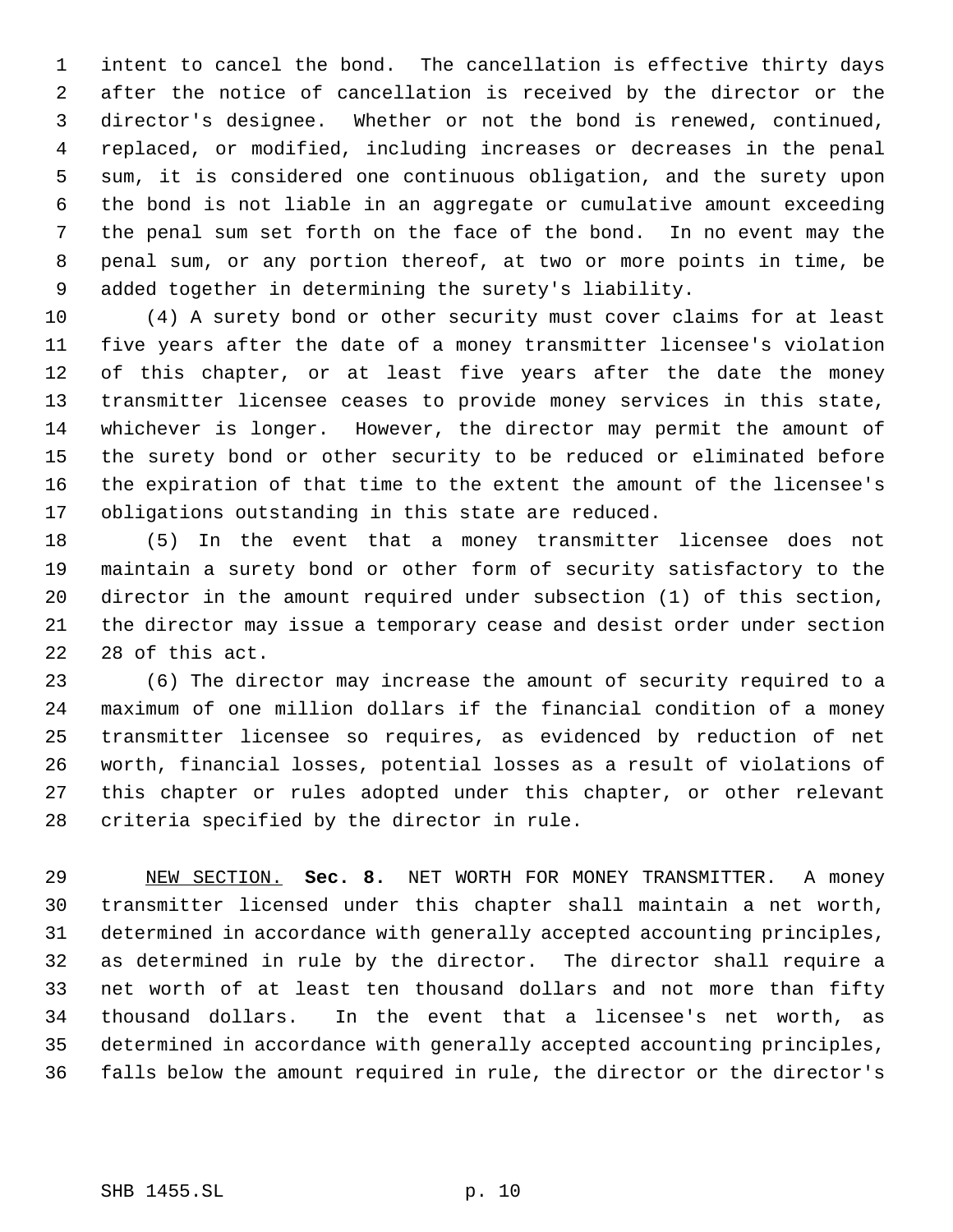intent to cancel the bond. The cancellation is effective thirty days after the notice of cancellation is received by the director or the director's designee. Whether or not the bond is renewed, continued, replaced, or modified, including increases or decreases in the penal sum, it is considered one continuous obligation, and the surety upon the bond is not liable in an aggregate or cumulative amount exceeding the penal sum set forth on the face of the bond. In no event may the penal sum, or any portion thereof, at two or more points in time, be added together in determining the surety's liability.

(4) A surety bond or other security must cover claims for at least five years after the date of a money transmitter licensee's violation of this chapter, or at least five years after the date the money transmitter licensee ceases to provide money services in this state, whichever is longer. However, the director may permit the amount of the surety bond or other security to be reduced or eliminated before the expiration of that time to the extent the amount of the licensee's obligations outstanding in this state are reduced.

(5) In the event that a money transmitter licensee does not maintain a surety bond or other form of security satisfactory to the director in the amount required under subsection (1) of this section, the director may issue a temporary cease and desist order under section 28 of this act.

(6) The director may increase the amount of security required to a maximum of one million dollars if the financial condition of a money transmitter licensee so requires, as evidenced by reduction of net worth, financial losses, potential losses as a result of violations of this chapter or rules adopted under this chapter, or other relevant criteria specified by the director in rule.

NEW SECTION. **Sec. 8.** NET WORTH FOR MONEY TRANSMITTER. A money transmitter licensed under this chapter shall maintain a net worth, determined in accordance with generally accepted accounting principles, as determined in rule by the director. The director shall require a net worth of at least ten thousand dollars and not more than fifty thousand dollars. In the event that a licensee's net worth, as determined in accordance with generally accepted accounting principles, falls below the amount required in rule, the director or the director's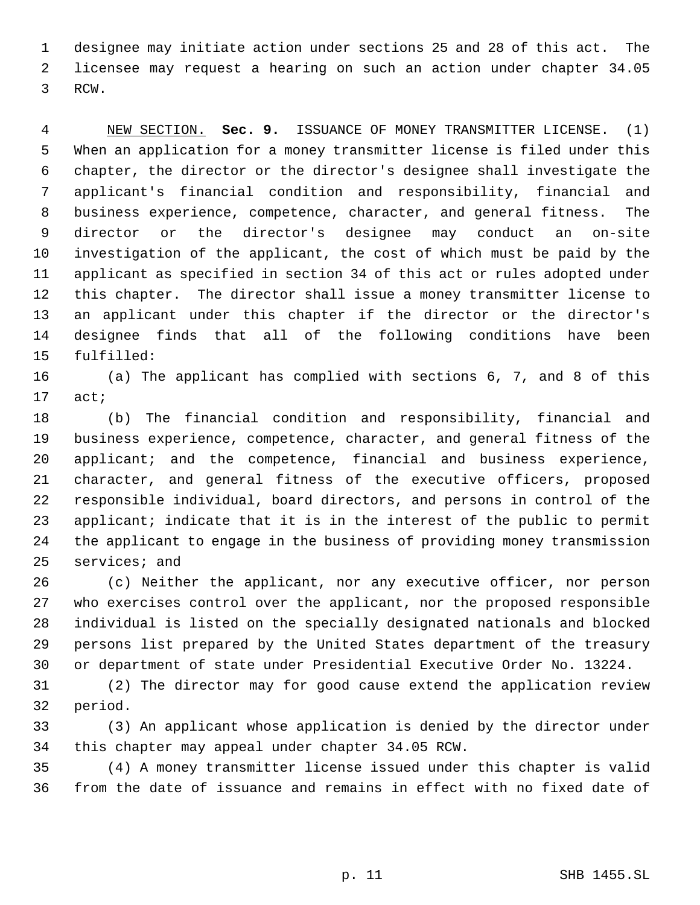designee may initiate action under sections 25 and 28 of this act. The licensee may request a hearing on such an action under chapter 34.05 RCW.

NEW SECTION. **Sec. 9.** ISSUANCE OF MONEY TRANSMITTER LICENSE. (1) When an application for a money transmitter license is filed under this chapter, the director or the director's designee shall investigate the applicant's financial condition and responsibility, financial and business experience, competence, character, and general fitness. The director or the director's designee may conduct an on-site investigation of the applicant, the cost of which must be paid by the applicant as specified in section 34 of this act or rules adopted under this chapter. The director shall issue a money transmitter license to an applicant under this chapter if the director or the director's designee finds that all of the following conditions have been fulfilled:

(a) The applicant has complied with sections 6, 7, and 8 of this act;

(b) The financial condition and responsibility, financial and business experience, competence, character, and general fitness of the applicant; and the competence, financial and business experience, character, and general fitness of the executive officers, proposed responsible individual, board directors, and persons in control of the applicant; indicate that it is in the interest of the public to permit the applicant to engage in the business of providing money transmission services; and

(c) Neither the applicant, nor any executive officer, nor person who exercises control over the applicant, nor the proposed responsible individual is listed on the specially designated nationals and blocked persons list prepared by the United States department of the treasury or department of state under Presidential Executive Order No. 13224.

(2) The director may for good cause extend the application review period.

(3) An applicant whose application is denied by the director under this chapter may appeal under chapter 34.05 RCW.

(4) A money transmitter license issued under this chapter is valid from the date of issuance and remains in effect with no fixed date of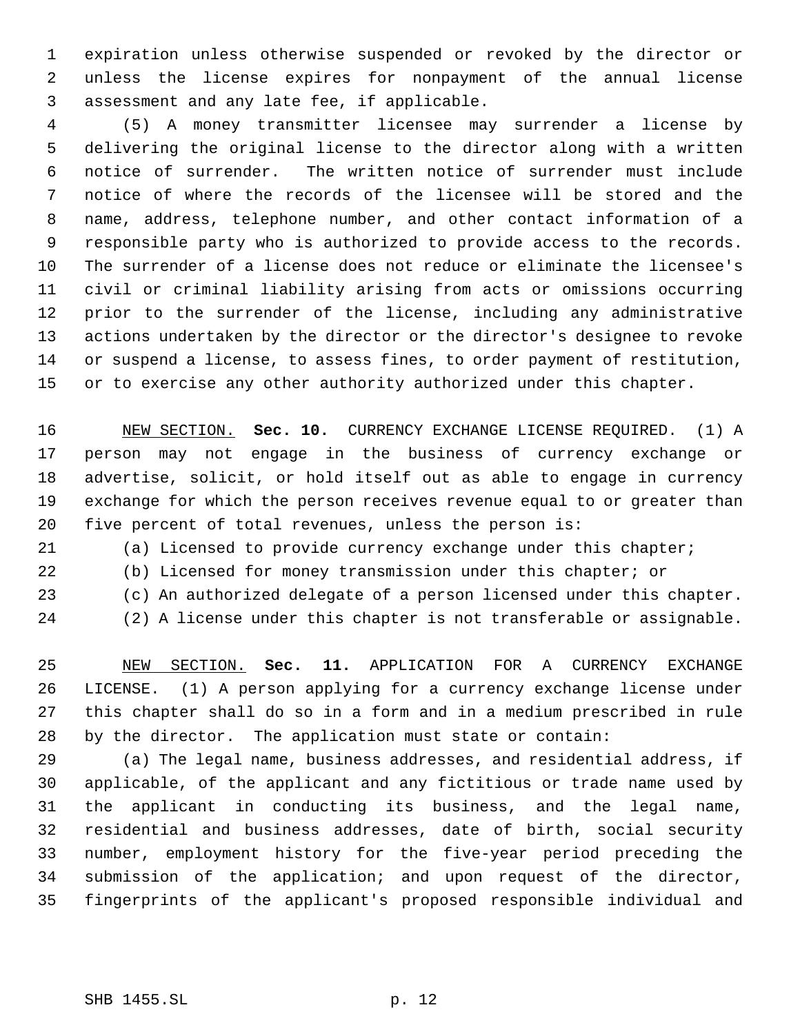expiration unless otherwise suspended or revoked by the director or unless the license expires for nonpayment of the annual license assessment and any late fee, if applicable.

(5) A money transmitter licensee may surrender a license by delivering the original license to the director along with a written notice of surrender. The written notice of surrender must include notice of where the records of the licensee will be stored and the name, address, telephone number, and other contact information of a responsible party who is authorized to provide access to the records. The surrender of a license does not reduce or eliminate the licensee's civil or criminal liability arising from acts or omissions occurring prior to the surrender of the license, including any administrative actions undertaken by the director or the director's designee to revoke or suspend a license, to assess fines, to order payment of restitution, or to exercise any other authority authorized under this chapter.

NEW SECTION. **Sec. 10.** CURRENCY EXCHANGE LICENSE REQUIRED. (1) A person may not engage in the business of currency exchange or advertise, solicit, or hold itself out as able to engage in currency exchange for which the person receives revenue equal to or greater than five percent of total revenues, unless the person is:

(a) Licensed to provide currency exchange under this chapter;

(b) Licensed for money transmission under this chapter; or

(c) An authorized delegate of a person licensed under this chapter.

(2) A license under this chapter is not transferable or assignable.

NEW SECTION. **Sec. 11.** APPLICATION FOR A CURRENCY EXCHANGE LICENSE. (1) A person applying for a currency exchange license under this chapter shall do so in a form and in a medium prescribed in rule by the director. The application must state or contain:

(a) The legal name, business addresses, and residential address, if applicable, of the applicant and any fictitious or trade name used by the applicant in conducting its business, and the legal name, residential and business addresses, date of birth, social security number, employment history for the five-year period preceding the submission of the application; and upon request of the director, fingerprints of the applicant's proposed responsible individual and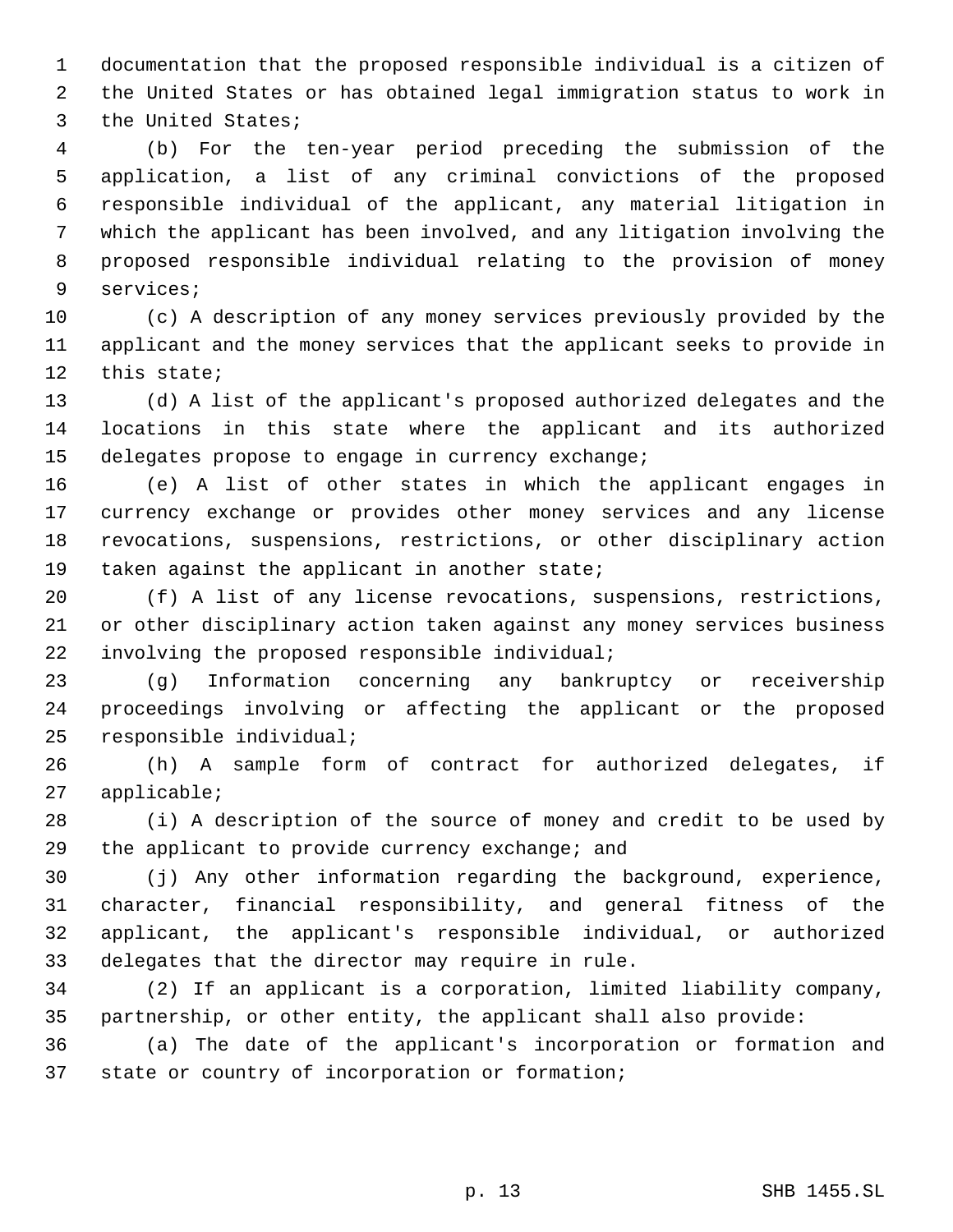documentation that the proposed responsible individual is a citizen of the United States or has obtained legal immigration status to work in the United States;

(b) For the ten-year period preceding the submission of the application, a list of any criminal convictions of the proposed responsible individual of the applicant, any material litigation in which the applicant has been involved, and any litigation involving the proposed responsible individual relating to the provision of money services;

(c) A description of any money services previously provided by the applicant and the money services that the applicant seeks to provide in this state;

(d) A list of the applicant's proposed authorized delegates and the locations in this state where the applicant and its authorized delegates propose to engage in currency exchange;

(e) A list of other states in which the applicant engages in currency exchange or provides other money services and any license revocations, suspensions, restrictions, or other disciplinary action taken against the applicant in another state;

(f) A list of any license revocations, suspensions, restrictions, or other disciplinary action taken against any money services business involving the proposed responsible individual;

(g) Information concerning any bankruptcy or receivership proceedings involving or affecting the applicant or the proposed responsible individual;

(h) A sample form of contract for authorized delegates, if applicable;

(i) A description of the source of money and credit to be used by the applicant to provide currency exchange; and

(j) Any other information regarding the background, experience, character, financial responsibility, and general fitness of the applicant, the applicant's responsible individual, or authorized delegates that the director may require in rule.

(2) If an applicant is a corporation, limited liability company, partnership, or other entity, the applicant shall also provide:

(a) The date of the applicant's incorporation or formation and state or country of incorporation or formation;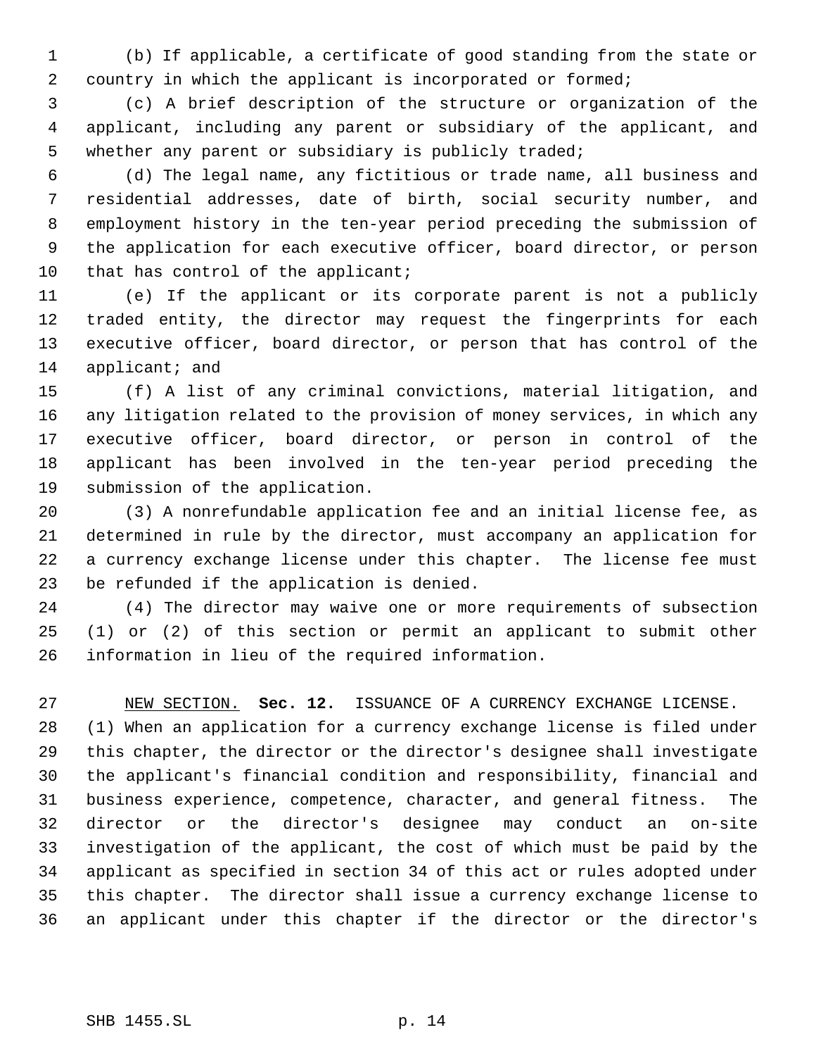(b) If applicable, a certificate of good standing from the state or country in which the applicant is incorporated or formed;

(c) A brief description of the structure or organization of the applicant, including any parent or subsidiary of the applicant, and whether any parent or subsidiary is publicly traded;

(d) The legal name, any fictitious or trade name, all business and residential addresses, date of birth, social security number, and employment history in the ten-year period preceding the submission of the application for each executive officer, board director, or person that has control of the applicant;

(e) If the applicant or its corporate parent is not a publicly traded entity, the director may request the fingerprints for each executive officer, board director, or person that has control of the applicant; and

(f) A list of any criminal convictions, material litigation, and any litigation related to the provision of money services, in which any executive officer, board director, or person in control of the applicant has been involved in the ten-year period preceding the submission of the application.

(3) A nonrefundable application fee and an initial license fee, as determined in rule by the director, must accompany an application for a currency exchange license under this chapter. The license fee must be refunded if the application is denied.

(4) The director may waive one or more requirements of subsection (1) or (2) of this section or permit an applicant to submit other information in lieu of the required information.

NEW SECTION. **Sec. 12.** ISSUANCE OF A CURRENCY EXCHANGE LICENSE. (1) When an application for a currency exchange license is filed under this chapter, the director or the director's designee shall investigate the applicant's financial condition and responsibility, financial and business experience, competence, character, and general fitness. The director or the director's designee may conduct an on-site investigation of the applicant, the cost of which must be paid by the applicant as specified in section 34 of this act or rules adopted under this chapter. The director shall issue a currency exchange license to an applicant under this chapter if the director or the director's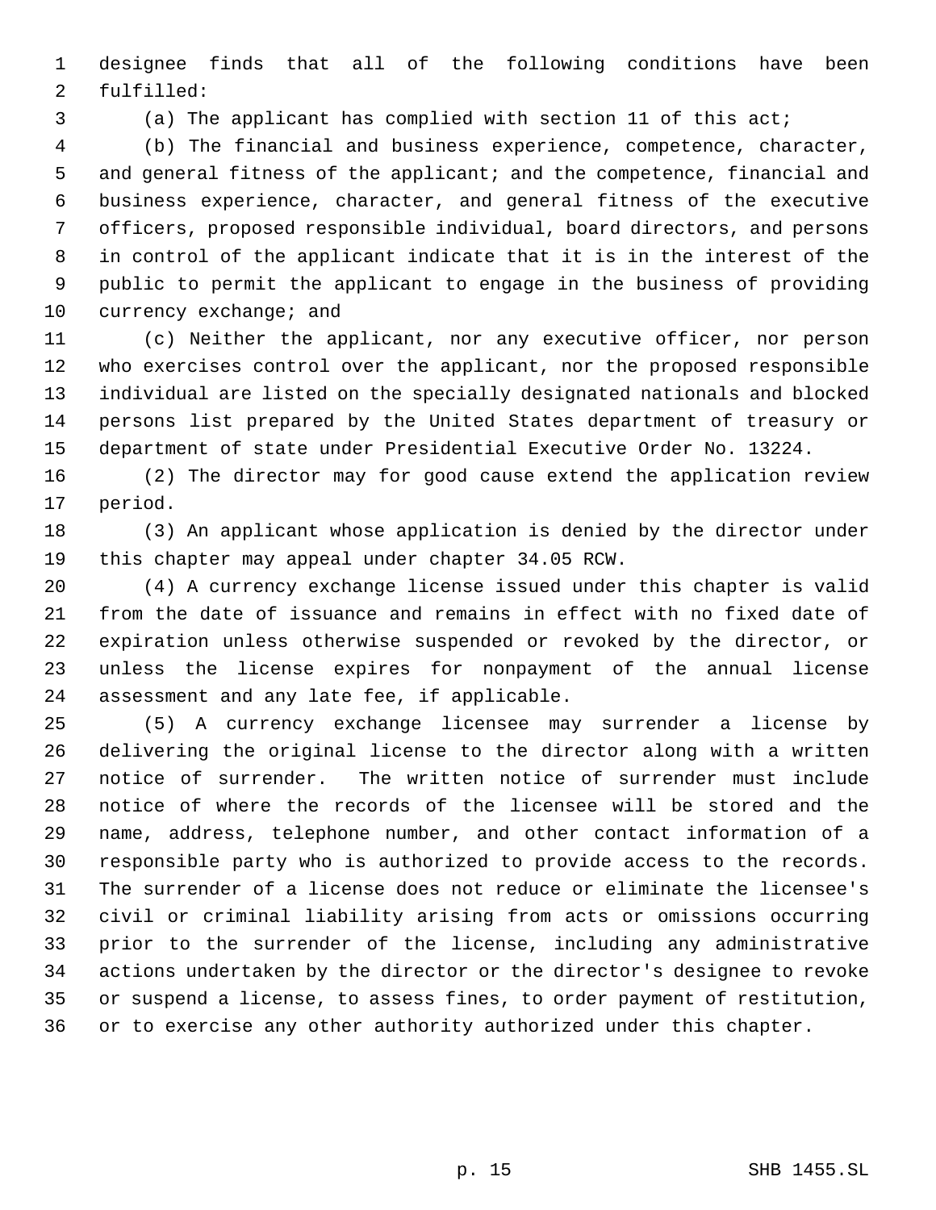designee finds that all of the following conditions have been fulfilled:

(a) The applicant has complied with section 11 of this act;

(b) The financial and business experience, competence, character, and general fitness of the applicant; and the competence, financial and business experience, character, and general fitness of the executive officers, proposed responsible individual, board directors, and persons in control of the applicant indicate that it is in the interest of the public to permit the applicant to engage in the business of providing currency exchange; and

(c) Neither the applicant, nor any executive officer, nor person who exercises control over the applicant, nor the proposed responsible individual are listed on the specially designated nationals and blocked persons list prepared by the United States department of treasury or department of state under Presidential Executive Order No. 13224.

(2) The director may for good cause extend the application review period.

(3) An applicant whose application is denied by the director under this chapter may appeal under chapter 34.05 RCW.

(4) A currency exchange license issued under this chapter is valid from the date of issuance and remains in effect with no fixed date of expiration unless otherwise suspended or revoked by the director, or unless the license expires for nonpayment of the annual license assessment and any late fee, if applicable.

(5) A currency exchange licensee may surrender a license by delivering the original license to the director along with a written notice of surrender. The written notice of surrender must include notice of where the records of the licensee will be stored and the name, address, telephone number, and other contact information of a responsible party who is authorized to provide access to the records. The surrender of a license does not reduce or eliminate the licensee's civil or criminal liability arising from acts or omissions occurring prior to the surrender of the license, including any administrative actions undertaken by the director or the director's designee to revoke or suspend a license, to assess fines, to order payment of restitution, or to exercise any other authority authorized under this chapter.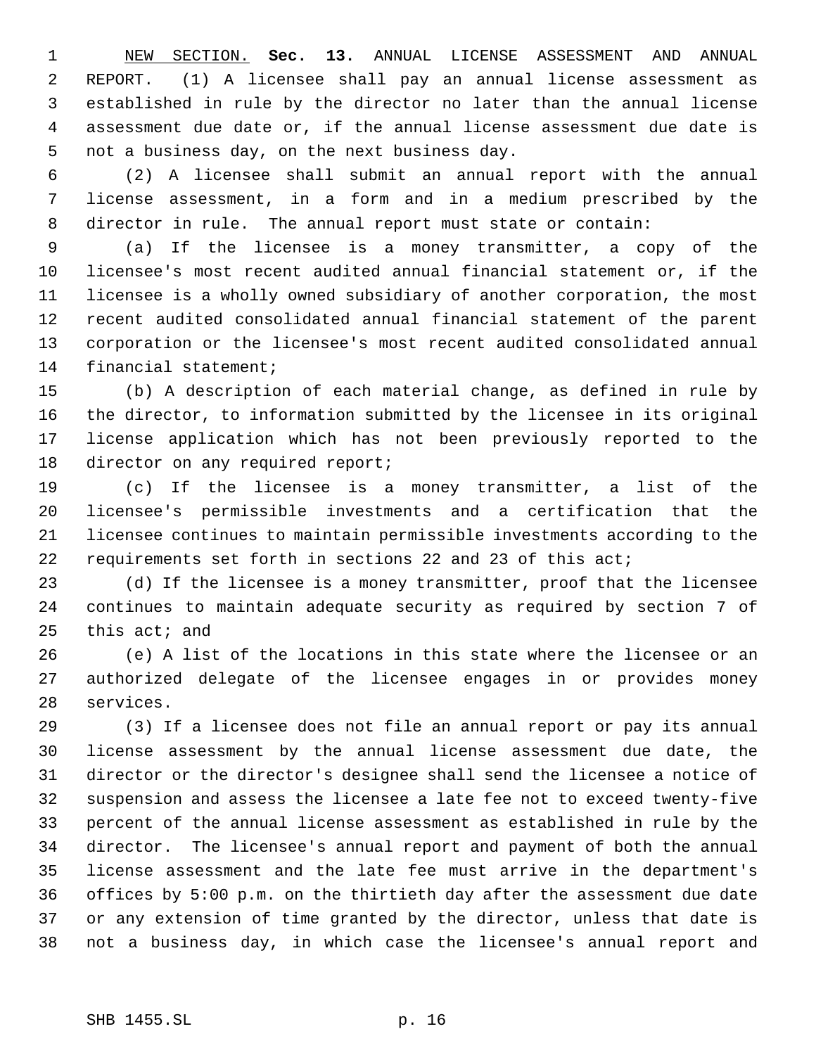NEW SECTION. **Sec. 13.** ANNUAL LICENSE ASSESSMENT AND ANNUAL REPORT. (1) A licensee shall pay an annual license assessment as established in rule by the director no later than the annual license assessment due date or, if the annual license assessment due date is not a business day, on the next business day.

(2) A licensee shall submit an annual report with the annual license assessment, in a form and in a medium prescribed by the director in rule. The annual report must state or contain:

(a) If the licensee is a money transmitter, a copy of the licensee's most recent audited annual financial statement or, if the licensee is a wholly owned subsidiary of another corporation, the most recent audited consolidated annual financial statement of the parent corporation or the licensee's most recent audited consolidated annual financial statement;

(b) A description of each material change, as defined in rule by the director, to information submitted by the licensee in its original license application which has not been previously reported to the director on any required report;

(c) If the licensee is a money transmitter, a list of the licensee's permissible investments and a certification that the licensee continues to maintain permissible investments according to the requirements set forth in sections 22 and 23 of this act;

(d) If the licensee is a money transmitter, proof that the licensee continues to maintain adequate security as required by section 7 of this act; and

(e) A list of the locations in this state where the licensee or an authorized delegate of the licensee engages in or provides money services.

(3) If a licensee does not file an annual report or pay its annual license assessment by the annual license assessment due date, the director or the director's designee shall send the licensee a notice of suspension and assess the licensee a late fee not to exceed twenty-five percent of the annual license assessment as established in rule by the director. The licensee's annual report and payment of both the annual license assessment and the late fee must arrive in the department's offices by 5:00 p.m. on the thirtieth day after the assessment due date or any extension of time granted by the director, unless that date is not a business day, in which case the licensee's annual report and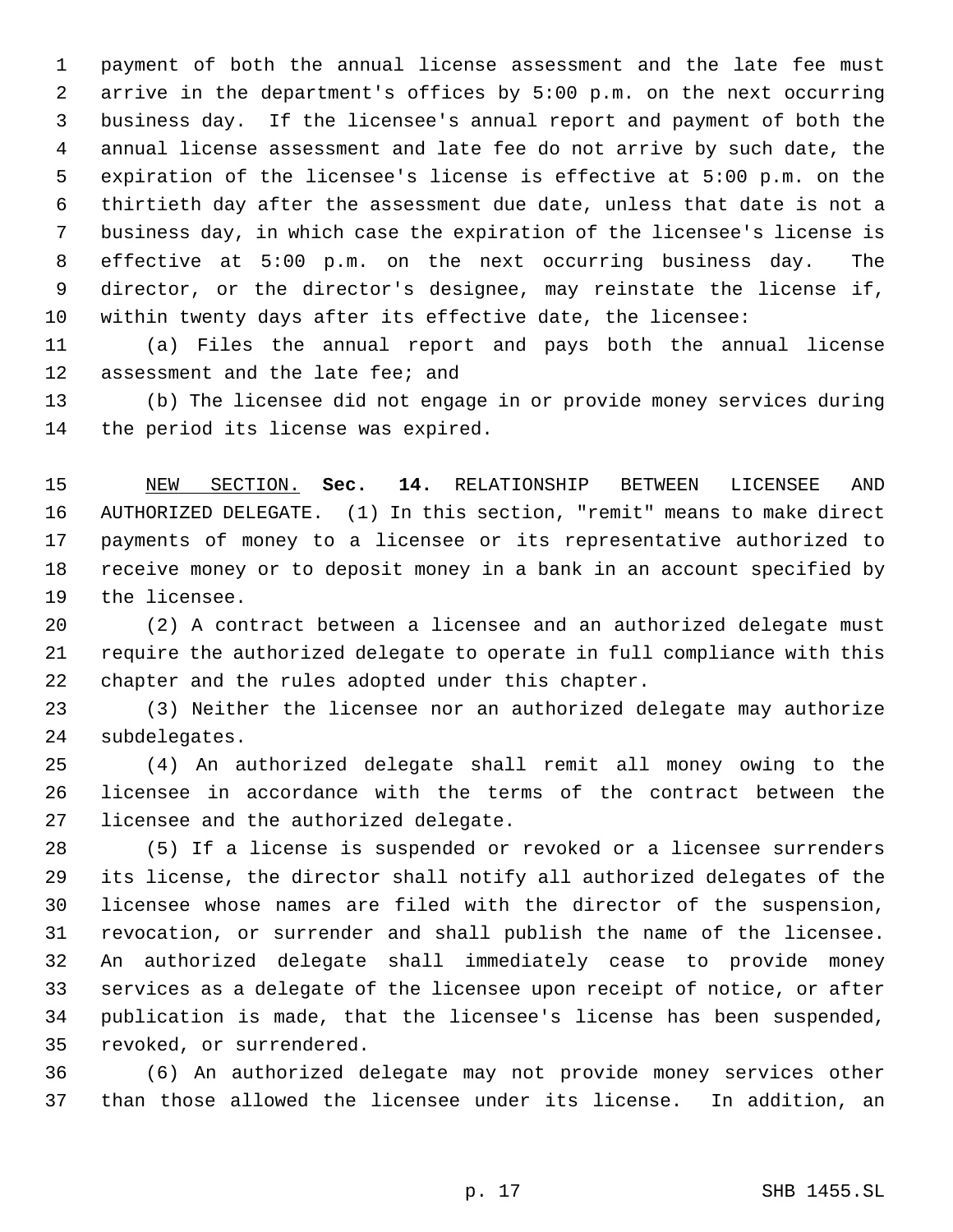payment of both the annual license assessment and the late fee must arrive in the department's offices by 5:00 p.m. on the next occurring business day. If the licensee's annual report and payment of both the annual license assessment and late fee do not arrive by such date, the expiration of the licensee's license is effective at 5:00 p.m. on the thirtieth day after the assessment due date, unless that date is not a business day, in which case the expiration of the licensee's license is effective at 5:00 p.m. on the next occurring business day. The director, or the director's designee, may reinstate the license if, within twenty days after its effective date, the licensee:

(a) Files the annual report and pays both the annual license assessment and the late fee; and

(b) The licensee did not engage in or provide money services during the period its license was expired.

NEW SECTION. **Sec. 14.** RELATIONSHIP BETWEEN LICENSEE AND AUTHORIZED DELEGATE. (1) In this section, "remit" means to make direct payments of money to a licensee or its representative authorized to receive money or to deposit money in a bank in an account specified by the licensee.

(2) A contract between a licensee and an authorized delegate must require the authorized delegate to operate in full compliance with this chapter and the rules adopted under this chapter.

(3) Neither the licensee nor an authorized delegate may authorize subdelegates.

(4) An authorized delegate shall remit all money owing to the licensee in accordance with the terms of the contract between the licensee and the authorized delegate.

(5) If a license is suspended or revoked or a licensee surrenders its license, the director shall notify all authorized delegates of the licensee whose names are filed with the director of the suspension, revocation, or surrender and shall publish the name of the licensee. An authorized delegate shall immediately cease to provide money services as a delegate of the licensee upon receipt of notice, or after publication is made, that the licensee's license has been suspended, revoked, or surrendered.

(6) An authorized delegate may not provide money services other than those allowed the licensee under its license. In addition, an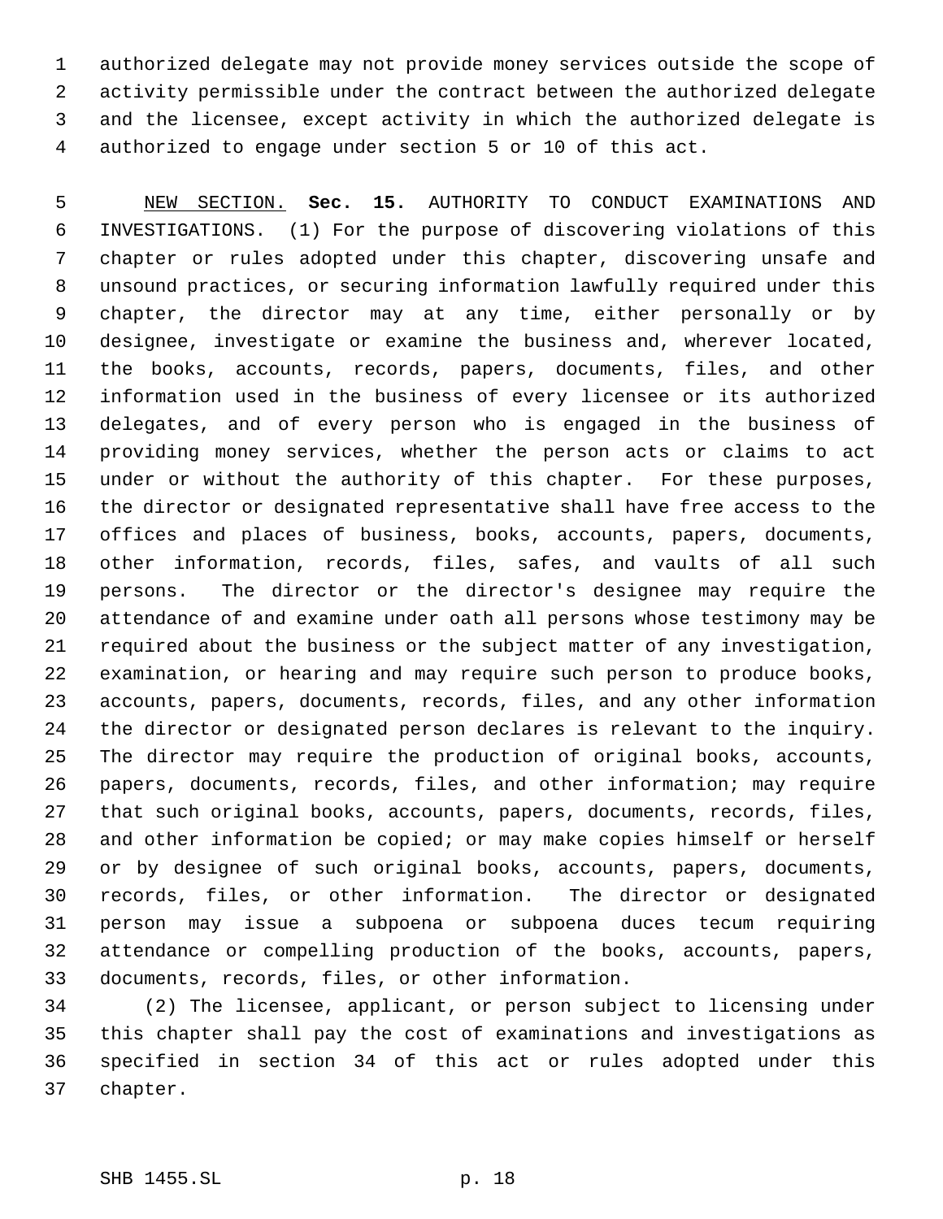authorized delegate may not provide money services outside the scope of activity permissible under the contract between the authorized delegate and the licensee, except activity in which the authorized delegate is authorized to engage under section 5 or 10 of this act.

NEW SECTION. **Sec. 15.** AUTHORITY TO CONDUCT EXAMINATIONS AND INVESTIGATIONS. (1) For the purpose of discovering violations of this chapter or rules adopted under this chapter, discovering unsafe and unsound practices, or securing information lawfully required under this chapter, the director may at any time, either personally or by designee, investigate or examine the business and, wherever located, the books, accounts, records, papers, documents, files, and other information used in the business of every licensee or its authorized delegates, and of every person who is engaged in the business of providing money services, whether the person acts or claims to act under or without the authority of this chapter. For these purposes, the director or designated representative shall have free access to the offices and places of business, books, accounts, papers, documents, other information, records, files, safes, and vaults of all such persons. The director or the director's designee may require the attendance of and examine under oath all persons whose testimony may be required about the business or the subject matter of any investigation, examination, or hearing and may require such person to produce books, accounts, papers, documents, records, files, and any other information the director or designated person declares is relevant to the inquiry. The director may require the production of original books, accounts, papers, documents, records, files, and other information; may require that such original books, accounts, papers, documents, records, files, and other information be copied; or may make copies himself or herself or by designee of such original books, accounts, papers, documents, records, files, or other information. The director or designated person may issue a subpoena or subpoena duces tecum requiring attendance or compelling production of the books, accounts, papers, documents, records, files, or other information.

(2) The licensee, applicant, or person subject to licensing under this chapter shall pay the cost of examinations and investigations as specified in section 34 of this act or rules adopted under this chapter.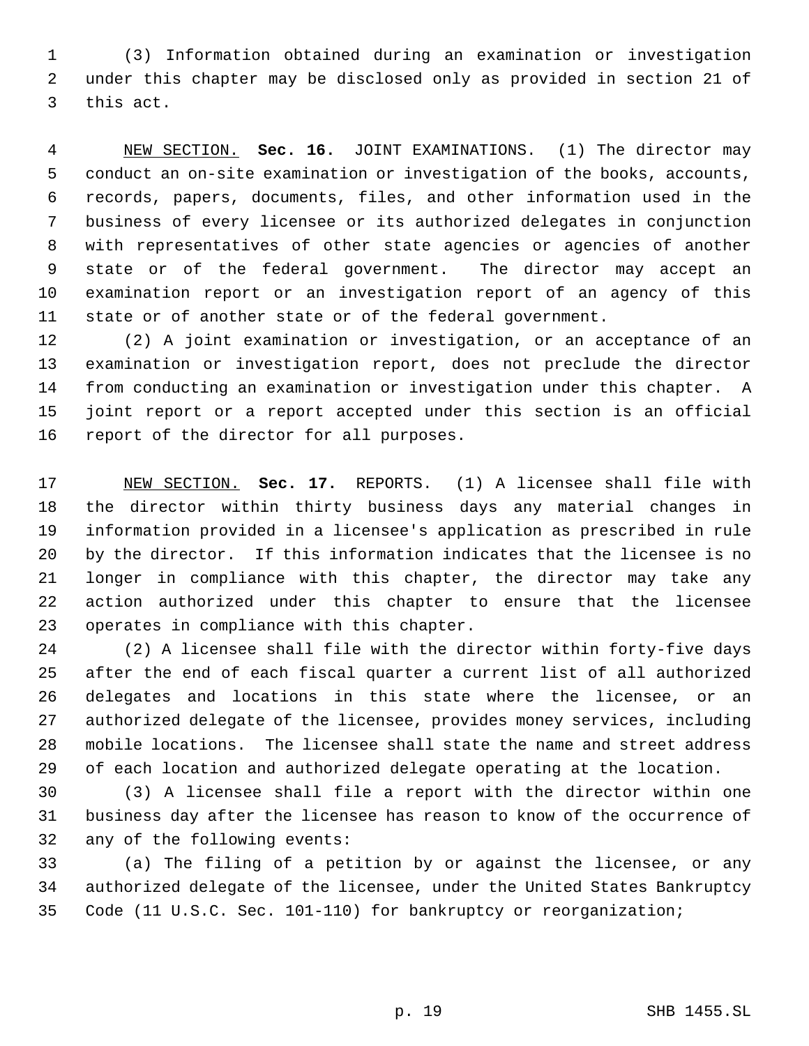(3) Information obtained during an examination or investigation under this chapter may be disclosed only as provided in section 21 of this act.

NEW SECTION. **Sec. 16.** JOINT EXAMINATIONS. (1) The director may conduct an on-site examination or investigation of the books, accounts, records, papers, documents, files, and other information used in the business of every licensee or its authorized delegates in conjunction with representatives of other state agencies or agencies of another state or of the federal government. The director may accept an examination report or an investigation report of an agency of this state or of another state or of the federal government.

(2) A joint examination or investigation, or an acceptance of an examination or investigation report, does not preclude the director from conducting an examination or investigation under this chapter. A joint report or a report accepted under this section is an official report of the director for all purposes.

NEW SECTION. **Sec. 17.** REPORTS. (1) A licensee shall file with the director within thirty business days any material changes in information provided in a licensee's application as prescribed in rule by the director. If this information indicates that the licensee is no longer in compliance with this chapter, the director may take any action authorized under this chapter to ensure that the licensee operates in compliance with this chapter.

(2) A licensee shall file with the director within forty-five days after the end of each fiscal quarter a current list of all authorized delegates and locations in this state where the licensee, or an authorized delegate of the licensee, provides money services, including mobile locations. The licensee shall state the name and street address of each location and authorized delegate operating at the location.

(3) A licensee shall file a report with the director within one business day after the licensee has reason to know of the occurrence of any of the following events:

(a) The filing of a petition by or against the licensee, or any authorized delegate of the licensee, under the United States Bankruptcy Code (11 U.S.C. Sec. 101-110) for bankruptcy or reorganization;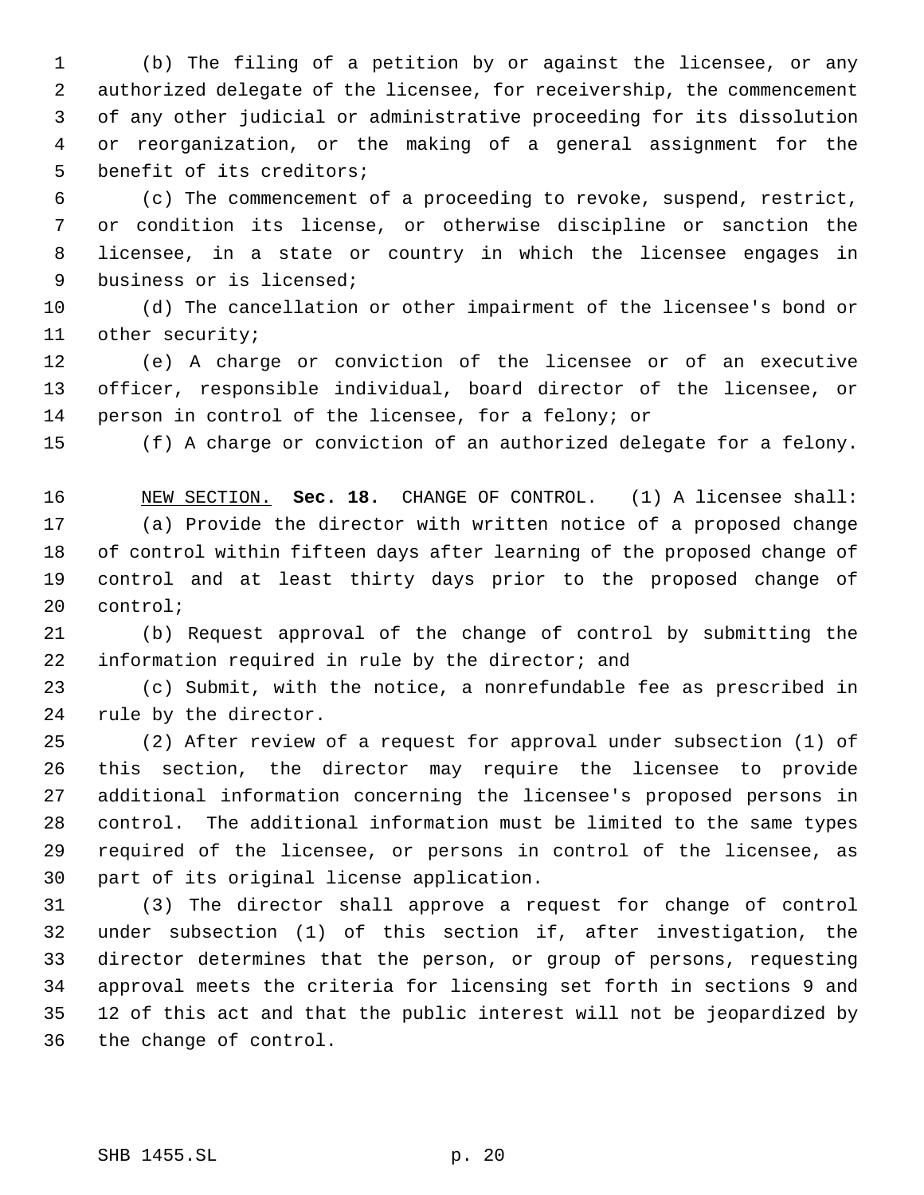(b) The filing of a petition by or against the licensee, or any authorized delegate of the licensee, for receivership, the commencement of any other judicial or administrative proceeding for its dissolution or reorganization, or the making of a general assignment for the benefit of its creditors;

(c) The commencement of a proceeding to revoke, suspend, restrict, or condition its license, or otherwise discipline or sanction the licensee, in a state or country in which the licensee engages in business or is licensed;

(d) The cancellation or other impairment of the licensee's bond or other security;

(e) A charge or conviction of the licensee or of an executive officer, responsible individual, board director of the licensee, or person in control of the licensee, for a felony; or

(f) A charge or conviction of an authorized delegate for a felony.

NEW SECTION. **Sec. 18.** CHANGE OF CONTROL. (1) A licensee shall:

(a) Provide the director with written notice of a proposed change of control within fifteen days after learning of the proposed change of control and at least thirty days prior to the proposed change of control;

(b) Request approval of the change of control by submitting the information required in rule by the director; and

(c) Submit, with the notice, a nonrefundable fee as prescribed in rule by the director.

(2) After review of a request for approval under subsection (1) of this section, the director may require the licensee to provide additional information concerning the licensee's proposed persons in control. The additional information must be limited to the same types required of the licensee, or persons in control of the licensee, as part of its original license application.

(3) The director shall approve a request for change of control under subsection (1) of this section if, after investigation, the director determines that the person, or group of persons, requesting approval meets the criteria for licensing set forth in sections 9 and 12 of this act and that the public interest will not be jeopardized by the change of control.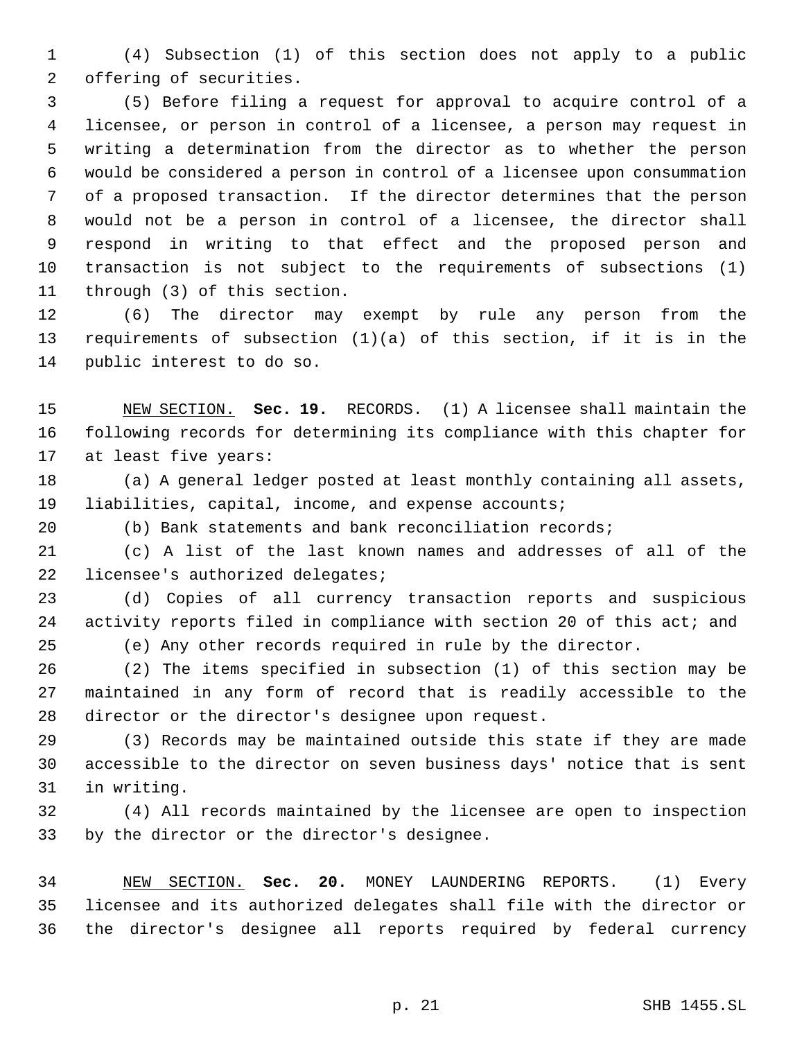(4) Subsection (1) of this section does not apply to a public offering of securities.

(5) Before filing a request for approval to acquire control of a licensee, or person in control of a licensee, a person may request in writing a determination from the director as to whether the person would be considered a person in control of a licensee upon consummation of a proposed transaction. If the director determines that the person would not be a person in control of a licensee, the director shall respond in writing to that effect and the proposed person and transaction is not subject to the requirements of subsections (1) through (3) of this section.

(6) The director may exempt by rule any person from the requirements of subsection (1)(a) of this section, if it is in the public interest to do so.

NEW SECTION. **Sec. 19.** RECORDS. (1) A licensee shall maintain the following records for determining its compliance with this chapter for at least five years:

(a) A general ledger posted at least monthly containing all assets, liabilities, capital, income, and expense accounts;

(b) Bank statements and bank reconciliation records;

(c) A list of the last known names and addresses of all of the licensee's authorized delegates;

(d) Copies of all currency transaction reports and suspicious activity reports filed in compliance with section 20 of this act; and

(e) Any other records required in rule by the director.

(2) The items specified in subsection (1) of this section may be maintained in any form of record that is readily accessible to the director or the director's designee upon request.

(3) Records may be maintained outside this state if they are made accessible to the director on seven business days' notice that is sent in writing.

(4) All records maintained by the licensee are open to inspection by the director or the director's designee.

NEW SECTION. **Sec. 20.** MONEY LAUNDERING REPORTS. (1) Every licensee and its authorized delegates shall file with the director or the director's designee all reports required by federal currency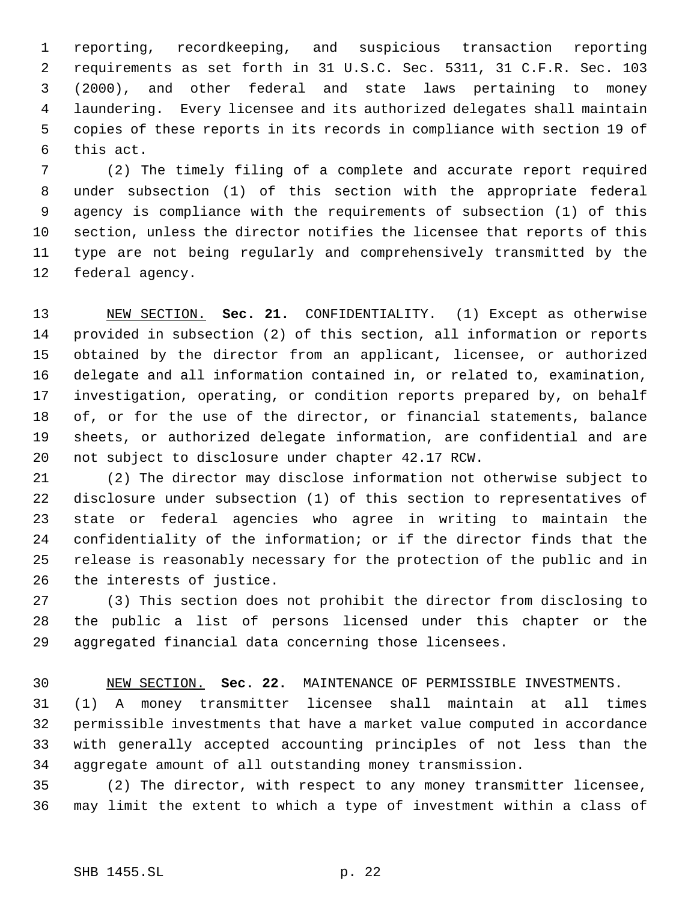reporting, recordkeeping, and suspicious transaction reporting requirements as set forth in 31 U.S.C. Sec. 5311, 31 C.F.R. Sec. 103 (2000), and other federal and state laws pertaining to money laundering. Every licensee and its authorized delegates shall maintain copies of these reports in its records in compliance with section 19 of this act.

(2) The timely filing of a complete and accurate report required under subsection (1) of this section with the appropriate federal agency is compliance with the requirements of subsection (1) of this section, unless the director notifies the licensee that reports of this type are not being regularly and comprehensively transmitted by the federal agency.

NEW SECTION. **Sec. 21.** CONFIDENTIALITY. (1) Except as otherwise provided in subsection (2) of this section, all information or reports obtained by the director from an applicant, licensee, or authorized delegate and all information contained in, or related to, examination, investigation, operating, or condition reports prepared by, on behalf of, or for the use of the director, or financial statements, balance sheets, or authorized delegate information, are confidential and are not subject to disclosure under chapter 42.17 RCW.

(2) The director may disclose information not otherwise subject to disclosure under subsection (1) of this section to representatives of state or federal agencies who agree in writing to maintain the confidentiality of the information; or if the director finds that the release is reasonably necessary for the protection of the public and in the interests of justice.

(3) This section does not prohibit the director from disclosing to the public a list of persons licensed under this chapter or the aggregated financial data concerning those licensees.

NEW SECTION. **Sec. 22.** MAINTENANCE OF PERMISSIBLE INVESTMENTS. (1) A money transmitter licensee shall maintain at all times permissible investments that have a market value computed in accordance with generally accepted accounting principles of not less than the aggregate amount of all outstanding money transmission.

(2) The director, with respect to any money transmitter licensee, may limit the extent to which a type of investment within a class of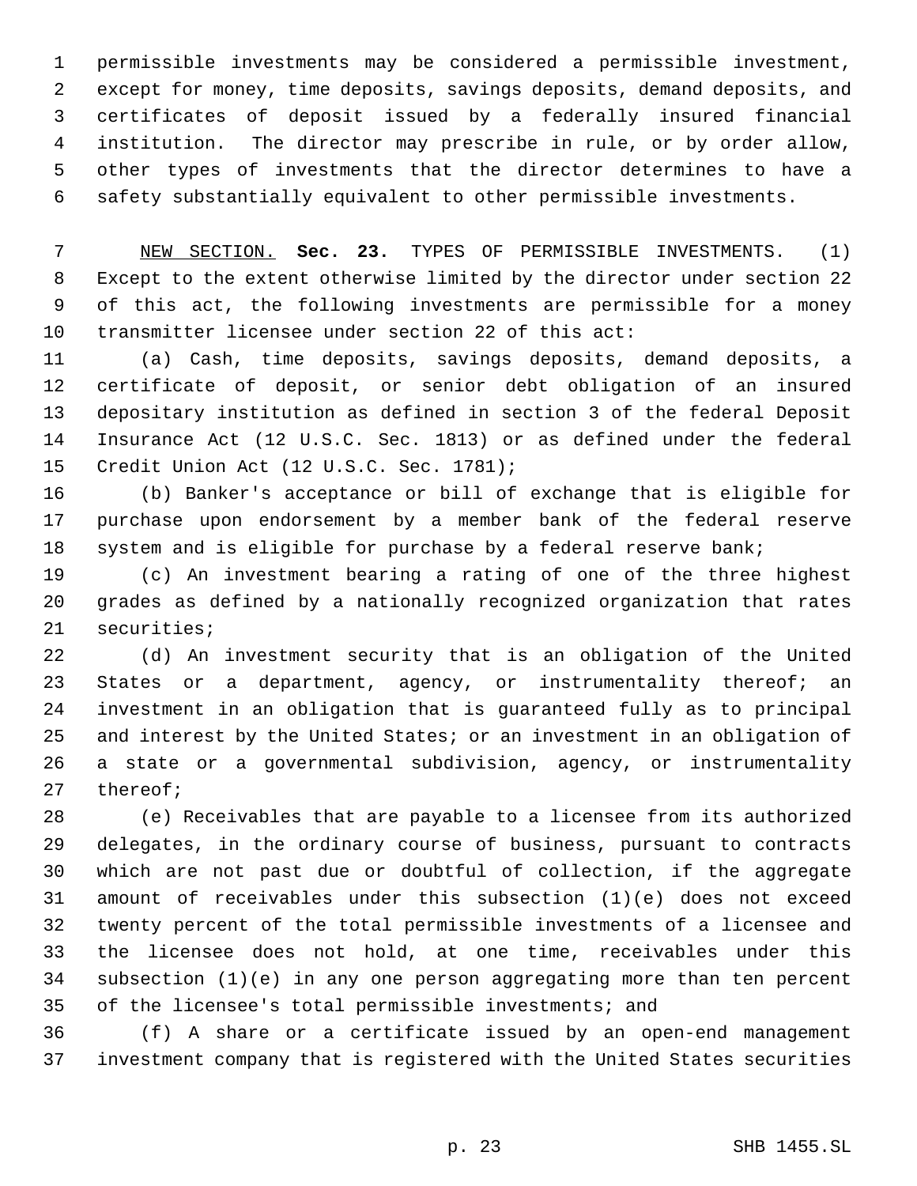permissible investments may be considered a permissible investment, except for money, time deposits, savings deposits, demand deposits, and certificates of deposit issued by a federally insured financial institution. The director may prescribe in rule, or by order allow, other types of investments that the director determines to have a safety substantially equivalent to other permissible investments.

NEW SECTION. **Sec. 23.** TYPES OF PERMISSIBLE INVESTMENTS. (1) Except to the extent otherwise limited by the director under section 22 of this act, the following investments are permissible for a money transmitter licensee under section 22 of this act:

(a) Cash, time deposits, savings deposits, demand deposits, a certificate of deposit, or senior debt obligation of an insured depositary institution as defined in section 3 of the federal Deposit Insurance Act (12 U.S.C. Sec. 1813) or as defined under the federal Credit Union Act (12 U.S.C. Sec. 1781);

(b) Banker's acceptance or bill of exchange that is eligible for purchase upon endorsement by a member bank of the federal reserve system and is eligible for purchase by a federal reserve bank;

(c) An investment bearing a rating of one of the three highest grades as defined by a nationally recognized organization that rates securities;

(d) An investment security that is an obligation of the United States or a department, agency, or instrumentality thereof; an investment in an obligation that is guaranteed fully as to principal and interest by the United States; or an investment in an obligation of a state or a governmental subdivision, agency, or instrumentality thereof;

(e) Receivables that are payable to a licensee from its authorized delegates, in the ordinary course of business, pursuant to contracts which are not past due or doubtful of collection, if the aggregate amount of receivables under this subsection (1)(e) does not exceed twenty percent of the total permissible investments of a licensee and the licensee does not hold, at one time, receivables under this subsection (1)(e) in any one person aggregating more than ten percent of the licensee's total permissible investments; and

(f) A share or a certificate issued by an open-end management investment company that is registered with the United States securities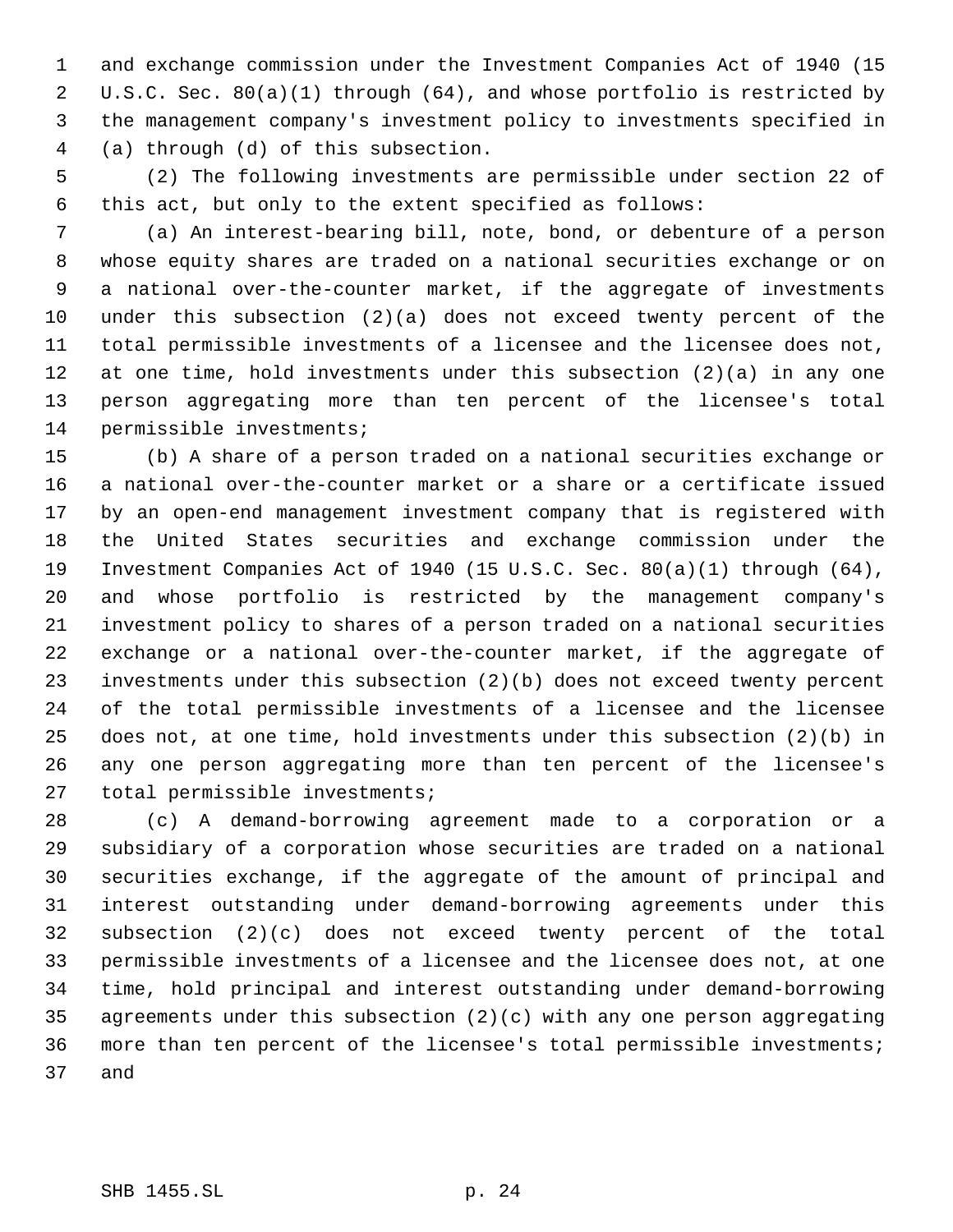and exchange commission under the Investment Companies Act of 1940 (15 U.S.C. Sec. 80(a)(1) through (64), and whose portfolio is restricted by the management company's investment policy to investments specified in (a) through (d) of this subsection.

(2) The following investments are permissible under section 22 of this act, but only to the extent specified as follows:

(a) An interest-bearing bill, note, bond, or debenture of a person whose equity shares are traded on a national securities exchange or on a national over-the-counter market, if the aggregate of investments under this subsection (2)(a) does not exceed twenty percent of the total permissible investments of a licensee and the licensee does not, at one time, hold investments under this subsection (2)(a) in any one person aggregating more than ten percent of the licensee's total permissible investments;

(b) A share of a person traded on a national securities exchange or a national over-the-counter market or a share or a certificate issued by an open-end management investment company that is registered with the United States securities and exchange commission under the Investment Companies Act of 1940 (15 U.S.C. Sec. 80(a)(1) through (64), and whose portfolio is restricted by the management company's investment policy to shares of a person traded on a national securities exchange or a national over-the-counter market, if the aggregate of investments under this subsection (2)(b) does not exceed twenty percent of the total permissible investments of a licensee and the licensee does not, at one time, hold investments under this subsection (2)(b) in any one person aggregating more than ten percent of the licensee's total permissible investments;

(c) A demand-borrowing agreement made to a corporation or a subsidiary of a corporation whose securities are traded on a national securities exchange, if the aggregate of the amount of principal and interest outstanding under demand-borrowing agreements under this subsection (2)(c) does not exceed twenty percent of the total permissible investments of a licensee and the licensee does not, at one time, hold principal and interest outstanding under demand-borrowing agreements under this subsection (2)(c) with any one person aggregating more than ten percent of the licensee's total permissible investments; and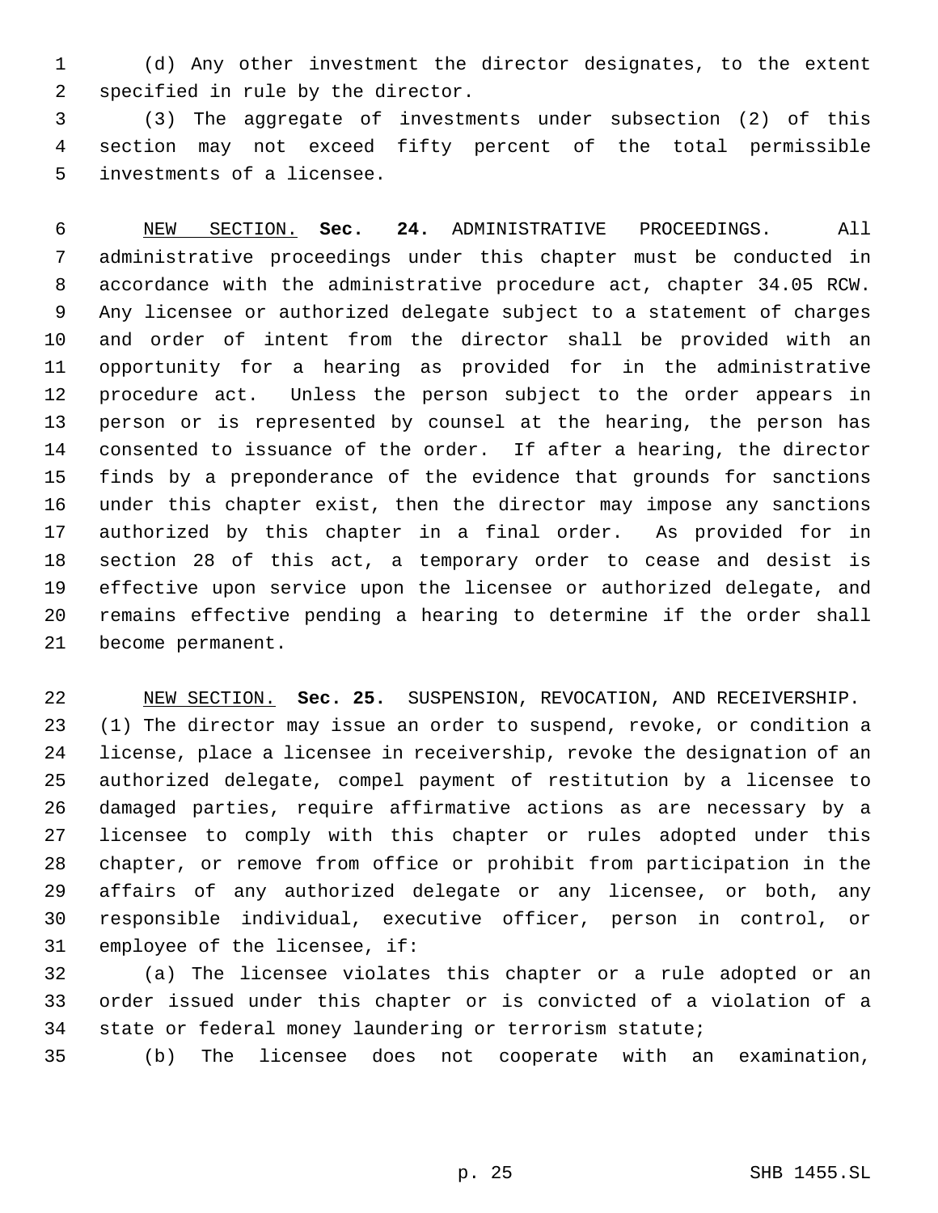(d) Any other investment the director designates, to the extent specified in rule by the director.

(3) The aggregate of investments under subsection (2) of this section may not exceed fifty percent of the total permissible investments of a licensee.

NEW SECTION. **Sec. 24.** ADMINISTRATIVE PROCEEDINGS. All administrative proceedings under this chapter must be conducted in accordance with the administrative procedure act, chapter 34.05 RCW. Any licensee or authorized delegate subject to a statement of charges and order of intent from the director shall be provided with an opportunity for a hearing as provided for in the administrative procedure act. Unless the person subject to the order appears in person or is represented by counsel at the hearing, the person has consented to issuance of the order. If after a hearing, the director finds by a preponderance of the evidence that grounds for sanctions under this chapter exist, then the director may impose any sanctions authorized by this chapter in a final order. As provided for in section 28 of this act, a temporary order to cease and desist is effective upon service upon the licensee or authorized delegate, and remains effective pending a hearing to determine if the order shall become permanent.

NEW SECTION. **Sec. 25.** SUSPENSION, REVOCATION, AND RECEIVERSHIP. (1) The director may issue an order to suspend, revoke, or condition a license, place a licensee in receivership, revoke the designation of an authorized delegate, compel payment of restitution by a licensee to damaged parties, require affirmative actions as are necessary by a licensee to comply with this chapter or rules adopted under this chapter, or remove from office or prohibit from participation in the affairs of any authorized delegate or any licensee, or both, any responsible individual, executive officer, person in control, or employee of the licensee, if:

(a) The licensee violates this chapter or a rule adopted or an order issued under this chapter or is convicted of a violation of a state or federal money laundering or terrorism statute;

(b) The licensee does not cooperate with an examination,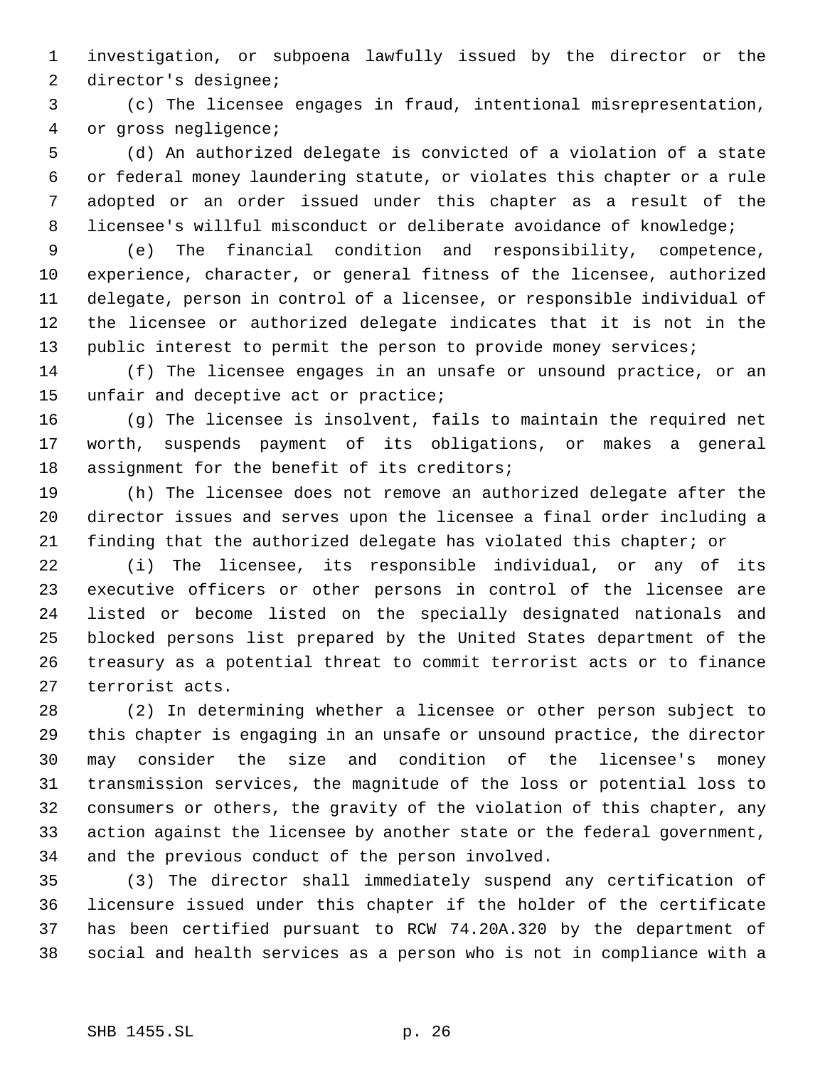investigation, or subpoena lawfully issued by the director or the director's designee;

(c) The licensee engages in fraud, intentional misrepresentation, or gross negligence;

(d) An authorized delegate is convicted of a violation of a state or federal money laundering statute, or violates this chapter or a rule adopted or an order issued under this chapter as a result of the licensee's willful misconduct or deliberate avoidance of knowledge;

(e) The financial condition and responsibility, competence, experience, character, or general fitness of the licensee, authorized delegate, person in control of a licensee, or responsible individual of the licensee or authorized delegate indicates that it is not in the public interest to permit the person to provide money services;

(f) The licensee engages in an unsafe or unsound practice, or an unfair and deceptive act or practice;

(g) The licensee is insolvent, fails to maintain the required net worth, suspends payment of its obligations, or makes a general assignment for the benefit of its creditors;

(h) The licensee does not remove an authorized delegate after the director issues and serves upon the licensee a final order including a finding that the authorized delegate has violated this chapter; or

(i) The licensee, its responsible individual, or any of its executive officers or other persons in control of the licensee are listed or become listed on the specially designated nationals and blocked persons list prepared by the United States department of the treasury as a potential threat to commit terrorist acts or to finance terrorist acts.

(2) In determining whether a licensee or other person subject to this chapter is engaging in an unsafe or unsound practice, the director may consider the size and condition of the licensee's money transmission services, the magnitude of the loss or potential loss to consumers or others, the gravity of the violation of this chapter, any action against the licensee by another state or the federal government, and the previous conduct of the person involved.

(3) The director shall immediately suspend any certification of licensure issued under this chapter if the holder of the certificate has been certified pursuant to RCW 74.20A.320 by the department of social and health services as a person who is not in compliance with a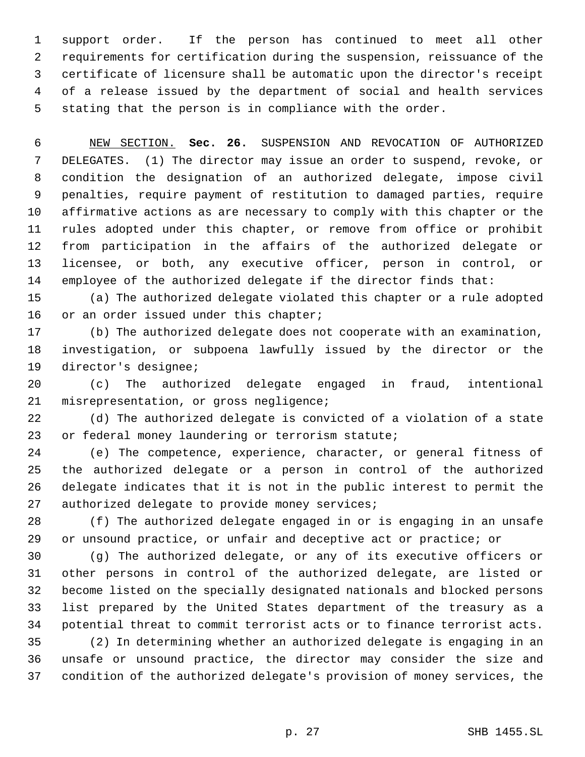support order. If the person has continued to meet all other requirements for certification during the suspension, reissuance of the certificate of licensure shall be automatic upon the director's receipt of a release issued by the department of social and health services stating that the person is in compliance with the order.

NEW SECTION. **Sec. 26.** SUSPENSION AND REVOCATION OF AUTHORIZED DELEGATES. (1) The director may issue an order to suspend, revoke, or condition the designation of an authorized delegate, impose civil penalties, require payment of restitution to damaged parties, require affirmative actions as are necessary to comply with this chapter or the rules adopted under this chapter, or remove from office or prohibit from participation in the affairs of the authorized delegate or licensee, or both, any executive officer, person in control, or employee of the authorized delegate if the director finds that:

(a) The authorized delegate violated this chapter or a rule adopted or an order issued under this chapter;

(b) The authorized delegate does not cooperate with an examination, investigation, or subpoena lawfully issued by the director or the director's designee;

(c) The authorized delegate engaged in fraud, intentional misrepresentation, or gross negligence;

(d) The authorized delegate is convicted of a violation of a state or federal money laundering or terrorism statute;

(e) The competence, experience, character, or general fitness of the authorized delegate or a person in control of the authorized delegate indicates that it is not in the public interest to permit the authorized delegate to provide money services;

(f) The authorized delegate engaged in or is engaging in an unsafe or unsound practice, or unfair and deceptive act or practice; or

(g) The authorized delegate, or any of its executive officers or other persons in control of the authorized delegate, are listed or become listed on the specially designated nationals and blocked persons list prepared by the United States department of the treasury as a potential threat to commit terrorist acts or to finance terrorist acts.

(2) In determining whether an authorized delegate is engaging in an unsafe or unsound practice, the director may consider the size and condition of the authorized delegate's provision of money services, the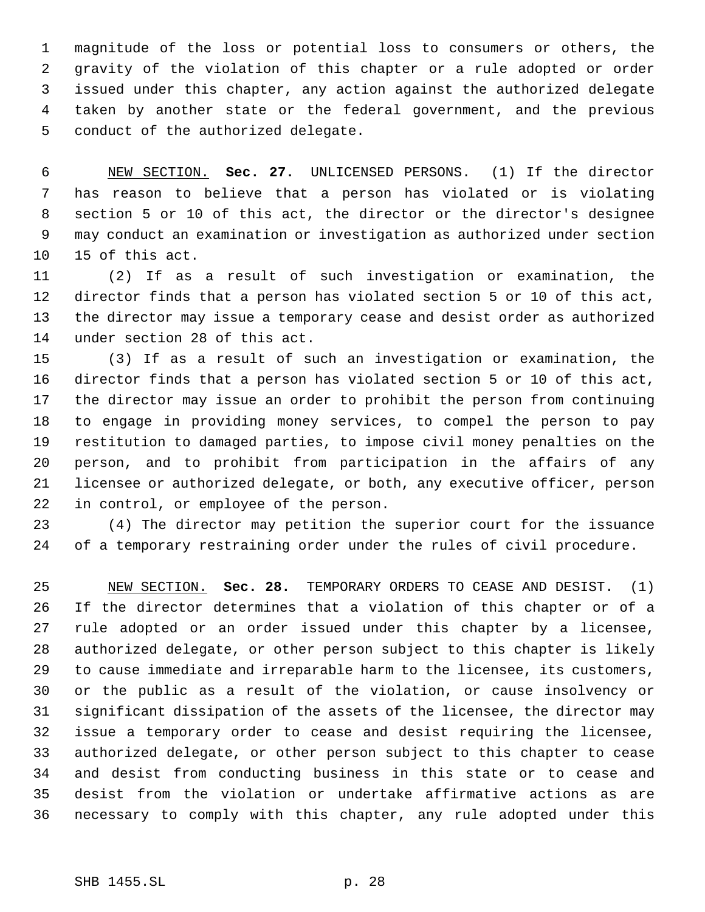magnitude of the loss or potential loss to consumers or others, the gravity of the violation of this chapter or a rule adopted or order issued under this chapter, any action against the authorized delegate taken by another state or the federal government, and the previous conduct of the authorized delegate.

NEW SECTION. **Sec. 27.** UNLICENSED PERSONS. (1) If the director has reason to believe that a person has violated or is violating section 5 or 10 of this act, the director or the director's designee may conduct an examination or investigation as authorized under section 15 of this act.

(2) If as a result of such investigation or examination, the director finds that a person has violated section 5 or 10 of this act, the director may issue a temporary cease and desist order as authorized under section 28 of this act.

(3) If as a result of such an investigation or examination, the director finds that a person has violated section 5 or 10 of this act, the director may issue an order to prohibit the person from continuing to engage in providing money services, to compel the person to pay restitution to damaged parties, to impose civil money penalties on the person, and to prohibit from participation in the affairs of any licensee or authorized delegate, or both, any executive officer, person in control, or employee of the person.

(4) The director may petition the superior court for the issuance of a temporary restraining order under the rules of civil procedure.

NEW SECTION. **Sec. 28.** TEMPORARY ORDERS TO CEASE AND DESIST. (1) If the director determines that a violation of this chapter or of a rule adopted or an order issued under this chapter by a licensee, authorized delegate, or other person subject to this chapter is likely to cause immediate and irreparable harm to the licensee, its customers, or the public as a result of the violation, or cause insolvency or significant dissipation of the assets of the licensee, the director may issue a temporary order to cease and desist requiring the licensee, authorized delegate, or other person subject to this chapter to cease and desist from conducting business in this state or to cease and desist from the violation or undertake affirmative actions as are necessary to comply with this chapter, any rule adopted under this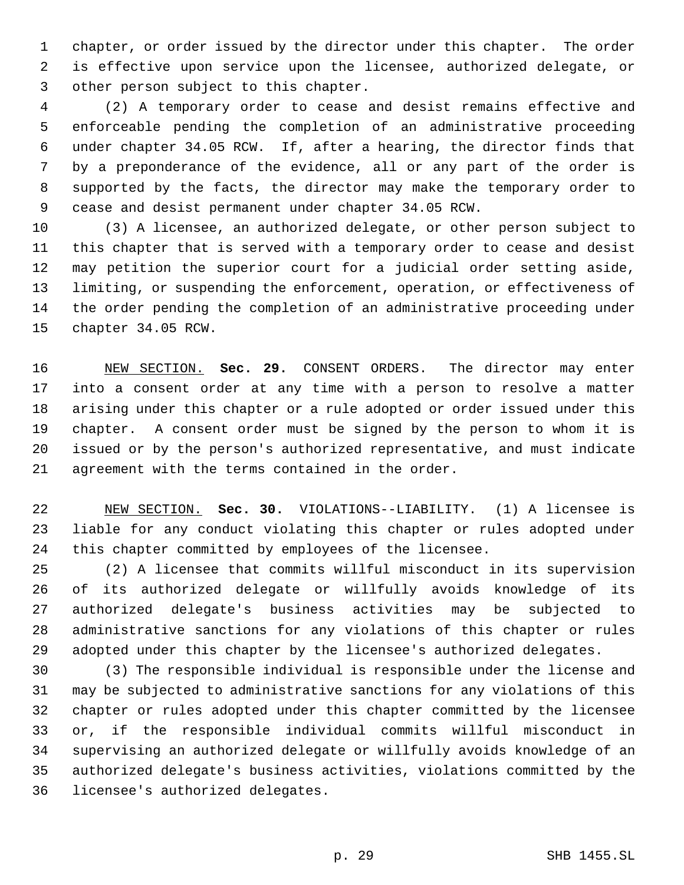chapter, or order issued by the director under this chapter. The order is effective upon service upon the licensee, authorized delegate, or other person subject to this chapter.

(2) A temporary order to cease and desist remains effective and enforceable pending the completion of an administrative proceeding under chapter 34.05 RCW. If, after a hearing, the director finds that by a preponderance of the evidence, all or any part of the order is supported by the facts, the director may make the temporary order to cease and desist permanent under chapter 34.05 RCW.

(3) A licensee, an authorized delegate, or other person subject to this chapter that is served with a temporary order to cease and desist may petition the superior court for a judicial order setting aside, limiting, or suspending the enforcement, operation, or effectiveness of the order pending the completion of an administrative proceeding under chapter 34.05 RCW.

NEW SECTION. **Sec. 29.** CONSENT ORDERS. The director may enter into a consent order at any time with a person to resolve a matter arising under this chapter or a rule adopted or order issued under this chapter. A consent order must be signed by the person to whom it is issued or by the person's authorized representative, and must indicate agreement with the terms contained in the order.

NEW SECTION. **Sec. 30.** VIOLATIONS--LIABILITY. (1) A licensee is liable for any conduct violating this chapter or rules adopted under this chapter committed by employees of the licensee.

(2) A licensee that commits willful misconduct in its supervision of its authorized delegate or willfully avoids knowledge of its authorized delegate's business activities may be subjected to administrative sanctions for any violations of this chapter or rules adopted under this chapter by the licensee's authorized delegates.

(3) The responsible individual is responsible under the license and may be subjected to administrative sanctions for any violations of this chapter or rules adopted under this chapter committed by the licensee or, if the responsible individual commits willful misconduct in supervising an authorized delegate or willfully avoids knowledge of an authorized delegate's business activities, violations committed by the licensee's authorized delegates.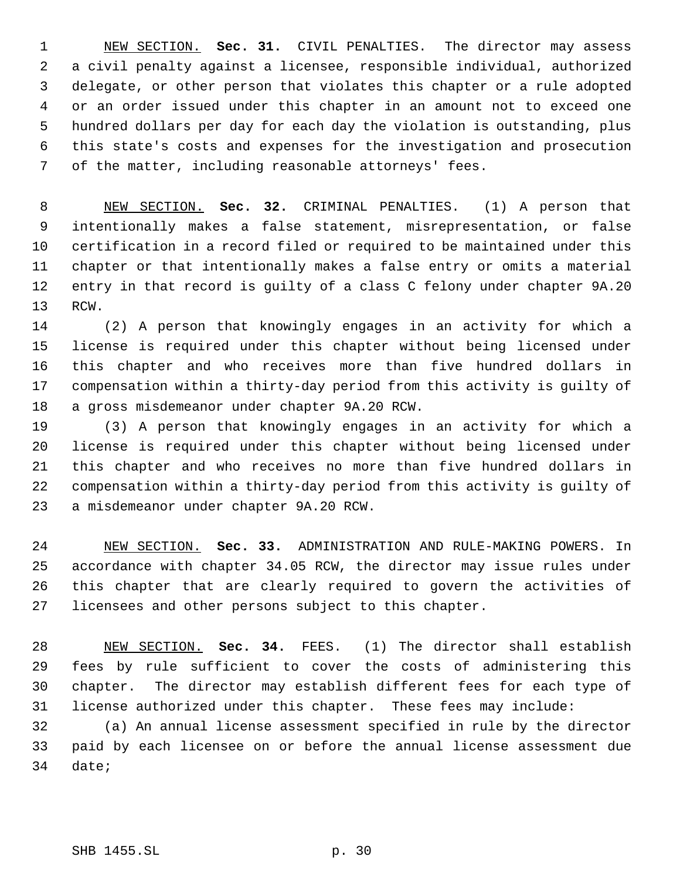<u>NEW SECTION.</u> **Sec. 31.** CIVIL PENALTIES. The director may assess a civil penalty against a licensee, responsible individual, authorized delegate, or other person that violates this chapter or a rule adopted or an order issued under this chapter in an amount not to exceed one hundred dollars per day for each day the violation is outstanding, plus this state's costs and expenses for the investigation and prosecution of the matter, including reasonable attorneys' fees.

<u>NEW SECTION.</u> **Sec. 32.** CRIMINAL PENALTIES. (1) A person that intentionally makes a false statement, misrepresentation, or false certification in a record filed or required to be maintained under this chapter or that intentionally makes a false entry or omits a material entry in that record is guilty of a class C felony under chapter 9A.20 RCW.

(2) A person that knowingly engages in an activity for which a license is required under this chapter without being licensed under this chapter and who receives more than five hundred dollars in compensation within a thirty-day period from this activity is guilty of a gross misdemeanor under chapter 9A.20 RCW.

(3) A person that knowingly engages in an activity for which a license is required under this chapter without being licensed under this chapter and who receives no more than five hundred dollars in compensation within a thirty-day period from this activity is guilty of a misdemeanor under chapter 9A.20 RCW.

<u>NEW SECTION.</u> **Sec. 33.** ADMINISTRATION AND RULE-MAKING POWERS. In accordance with chapter 34.05 RCW, the director may issue rules under this chapter that are clearly required to govern the activities of licensees and other persons subject to this chapter.

<u>NEW SECTION.</u> **Sec. 34.** FEES. (1) The director shall establish fees by rule sufficient to cover the costs of administering this chapter. The director may establish different fees for each type of license authorized under this chapter. These fees may include:

(a) An annual license assessment specified in rule by the director paid by each licensee on or before the annual license assessment due date;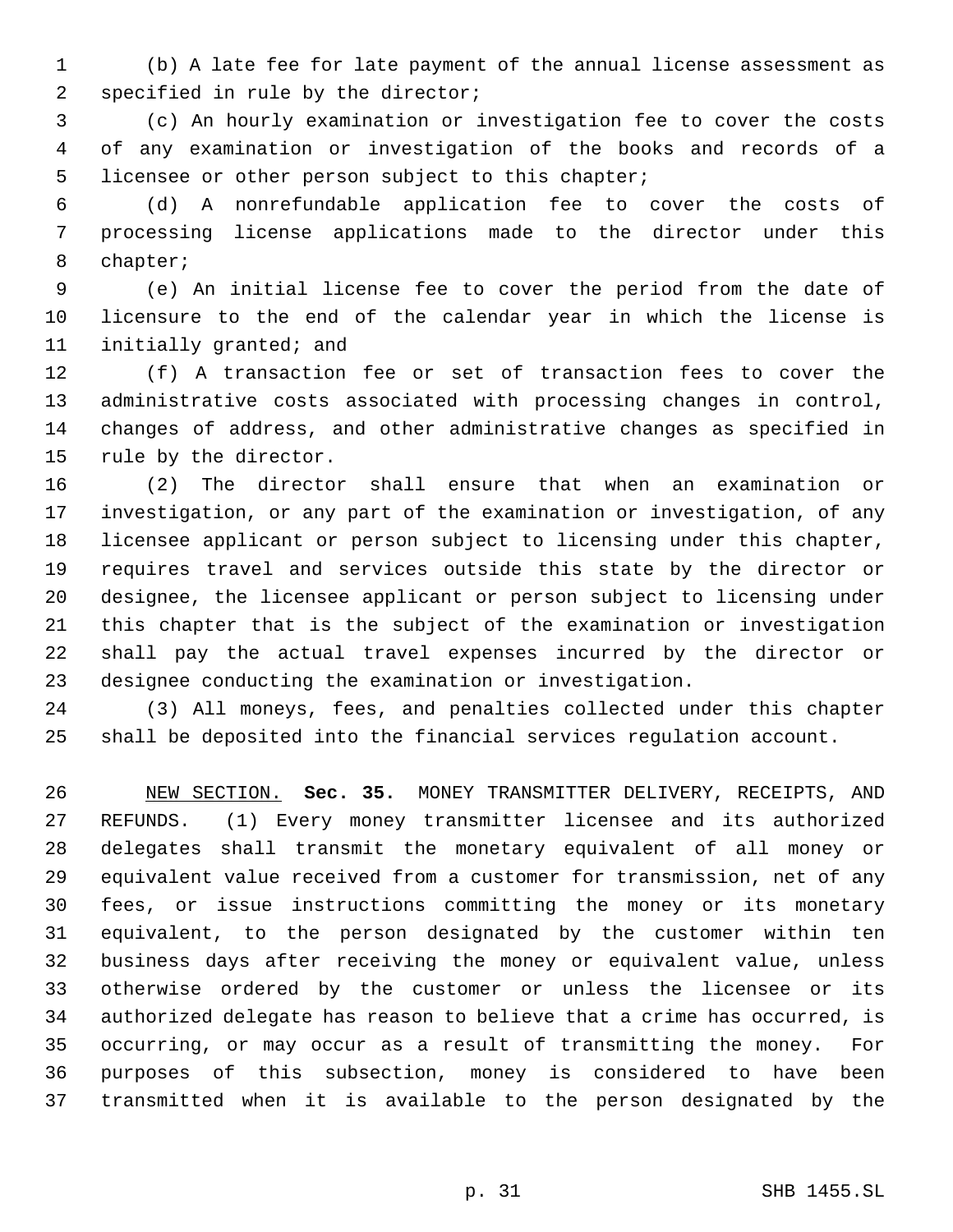(b) A late fee for late payment of the annual license assessment as specified in rule by the director;

(c) An hourly examination or investigation fee to cover the costs of any examination or investigation of the books and records of a licensee or other person subject to this chapter;

(d) A nonrefundable application fee to cover the costs of processing license applications made to the director under this chapter;

(e) An initial license fee to cover the period from the date of licensure to the end of the calendar year in which the license is initially granted; and

(f) A transaction fee or set of transaction fees to cover the administrative costs associated with processing changes in control, changes of address, and other administrative changes as specified in rule by the director.

(2) The director shall ensure that when an examination or investigation, or any part of the examination or investigation, of any licensee applicant or person subject to licensing under this chapter, requires travel and services outside this state by the director or designee, the licensee applicant or person subject to licensing under this chapter that is the subject of the examination or investigation shall pay the actual travel expenses incurred by the director or designee conducting the examination or investigation.

(3) All moneys, fees, and penalties collected under this chapter shall be deposited into the financial services regulation account.

NEW SECTION. **Sec. 35.** MONEY TRANSMITTER DELIVERY, RECEIPTS, AND REFUNDS. (1) Every money transmitter licensee and its authorized delegates shall transmit the monetary equivalent of all money or equivalent value received from a customer for transmission, net of any fees, or issue instructions committing the money or its monetary equivalent, to the person designated by the customer within ten business days after receiving the money or equivalent value, unless otherwise ordered by the customer or unless the licensee or its authorized delegate has reason to believe that a crime has occurred, is occurring, or may occur as a result of transmitting the money. For purposes of this subsection, money is considered to have been transmitted when it is available to the person designated by the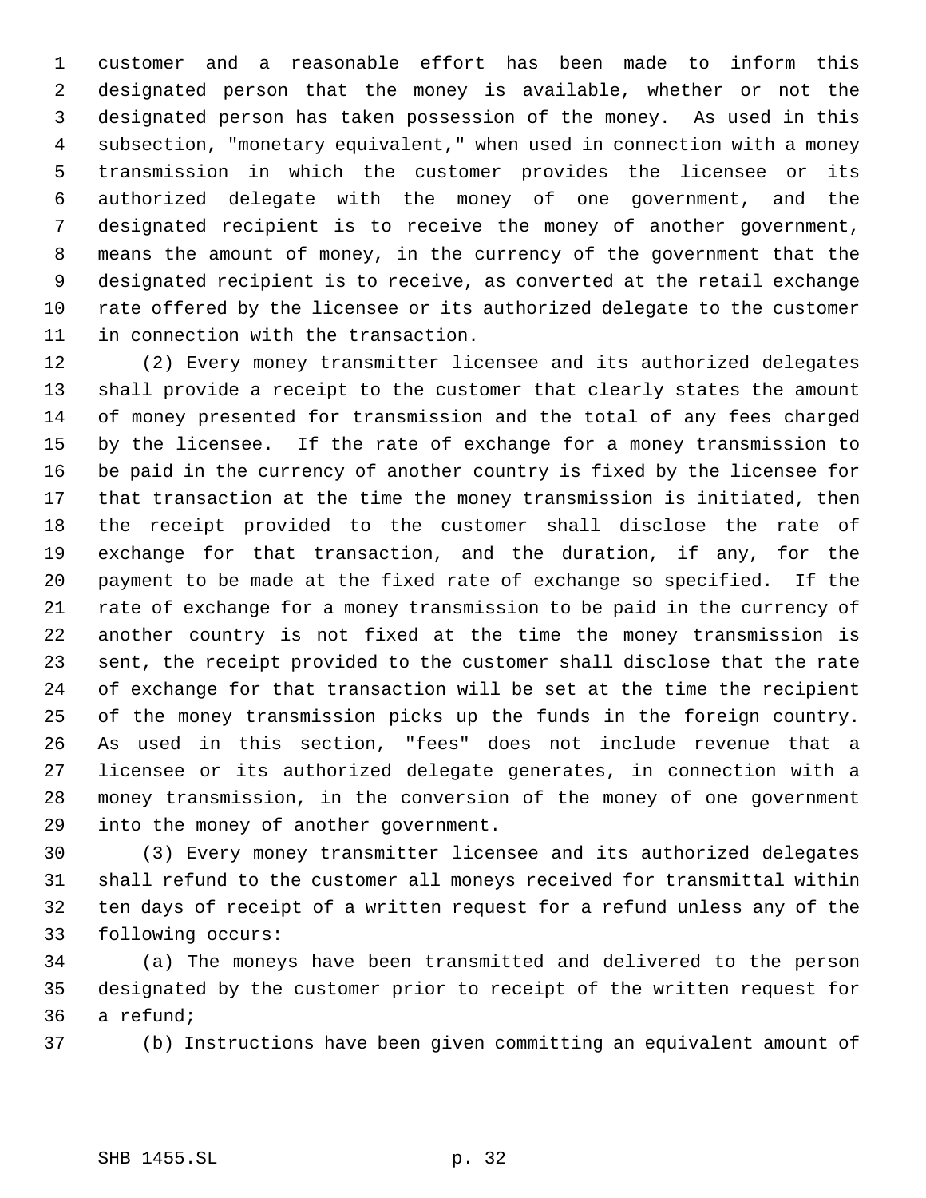customer and a reasonable effort has been made to inform this designated person that the money is available, whether or not the designated person has taken possession of the money. As used in this subsection, "monetary equivalent," when used in connection with a money transmission in which the customer provides the licensee or its authorized delegate with the money of one government, and the designated recipient is to receive the money of another government, means the amount of money, in the currency of the government that the designated recipient is to receive, as converted at the retail exchange rate offered by the licensee or its authorized delegate to the customer in connection with the transaction.

(2) Every money transmitter licensee and its authorized delegates shall provide a receipt to the customer that clearly states the amount of money presented for transmission and the total of any fees charged by the licensee. If the rate of exchange for a money transmission to be paid in the currency of another country is fixed by the licensee for that transaction at the time the money transmission is initiated, then the receipt provided to the customer shall disclose the rate of exchange for that transaction, and the duration, if any, for the payment to be made at the fixed rate of exchange so specified. If the rate of exchange for a money transmission to be paid in the currency of another country is not fixed at the time the money transmission is sent, the receipt provided to the customer shall disclose that the rate of exchange for that transaction will be set at the time the recipient of the money transmission picks up the funds in the foreign country. As used in this section, "fees" does not include revenue that a licensee or its authorized delegate generates, in connection with a money transmission, in the conversion of the money of one government into the money of another government.

(3) Every money transmitter licensee and its authorized delegates shall refund to the customer all moneys received for transmittal within ten days of receipt of a written request for a refund unless any of the following occurs:

(a) The moneys have been transmitted and delivered to the person designated by the customer prior to receipt of the written request for a refund;

(b) Instructions have been given committing an equivalent amount of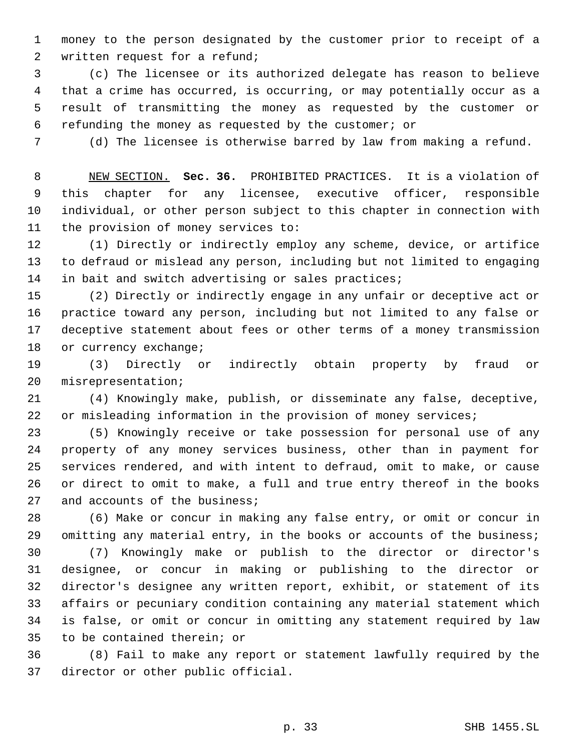money to the person designated by the customer prior to receipt of a written request for a refund;

(c) The licensee or its authorized delegate has reason to believe that a crime has occurred, is occurring, or may potentially occur as a result of transmitting the money as requested by the customer or refunding the money as requested by the customer; or

(d) The licensee is otherwise barred by law from making a refund.

NEW SECTION. **Sec. 36.** PROHIBITED PRACTICES. It is a violation of this chapter for any licensee, executive officer, responsible individual, or other person subject to this chapter in connection with the provision of money services to:

(1) Directly or indirectly employ any scheme, device, or artifice to defraud or mislead any person, including but not limited to engaging in bait and switch advertising or sales practices;

(2) Directly or indirectly engage in any unfair or deceptive act or practice toward any person, including but not limited to any false or deceptive statement about fees or other terms of a money transmission or currency exchange;

(3) Directly or indirectly obtain property by fraud or misrepresentation;

(4) Knowingly make, publish, or disseminate any false, deceptive, or misleading information in the provision of money services;

(5) Knowingly receive or take possession for personal use of any property of any money services business, other than in payment for services rendered, and with intent to defraud, omit to make, or cause or direct to omit to make, a full and true entry thereof in the books and accounts of the business;

(6) Make or concur in making any false entry, or omit or concur in omitting any material entry, in the books or accounts of the business;

(7) Knowingly make or publish to the director or director's designee, or concur in making or publishing to the director or director's designee any written report, exhibit, or statement of its affairs or pecuniary condition containing any material statement which is false, or omit or concur in omitting any statement required by law to be contained therein; or

(8) Fail to make any report or statement lawfully required by the director or other public official.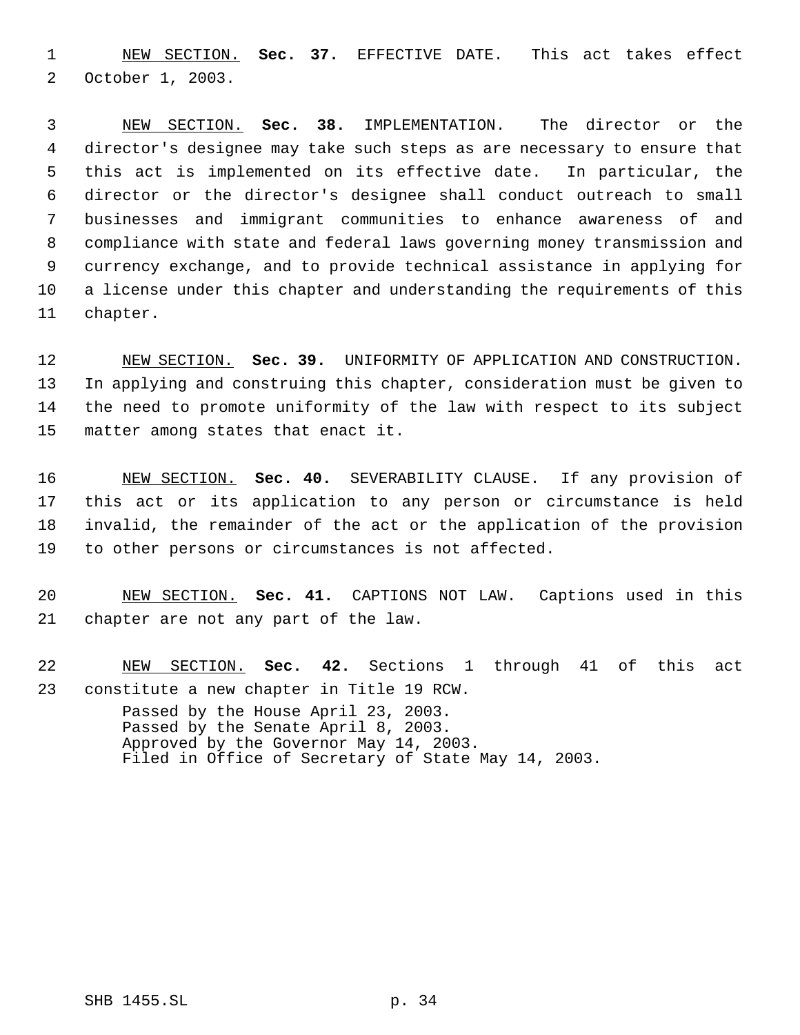NEW SECTION. **Sec. 37.** EFFECTIVE DATE. This act takes effect October 1, 2003.

NEW SECTION. **Sec. 38.** IMPLEMENTATION. The director or the director's designee may take such steps as are necessary to ensure that this act is implemented on its effective date. In particular, the director or the director's designee shall conduct outreach to small businesses and immigrant communities to enhance awareness of and compliance with state and federal laws governing money transmission and currency exchange, and to provide technical assistance in applying for a license under this chapter and understanding the requirements of this chapter.

NEW SECTION. **Sec. 39.** UNIFORMITY OF APPLICATION AND CONSTRUCTION. In applying and construing this chapter, consideration must be given to the need to promote uniformity of the law with respect to its subject matter among states that enact it.

NEW SECTION. **Sec. 40.** SEVERABILITY CLAUSE. If any provision of this act or its application to any person or circumstance is held invalid, the remainder of the act or the application of the provision to other persons or circumstances is not affected.

NEW SECTION. **Sec. 41.** CAPTIONS NOT LAW. Captions used in this chapter are not any part of the law.

NEW SECTION. **Sec. 42.** Sections 1 through 41 of this act constitute a new chapter in Title 19 RCW.

Passed by the House April 23, 2003.
Passed by the Senate April 8, 2003.
Approved by the Governor May 14, 2003.
Filed in Office of Secretary of State May 14, 2003.